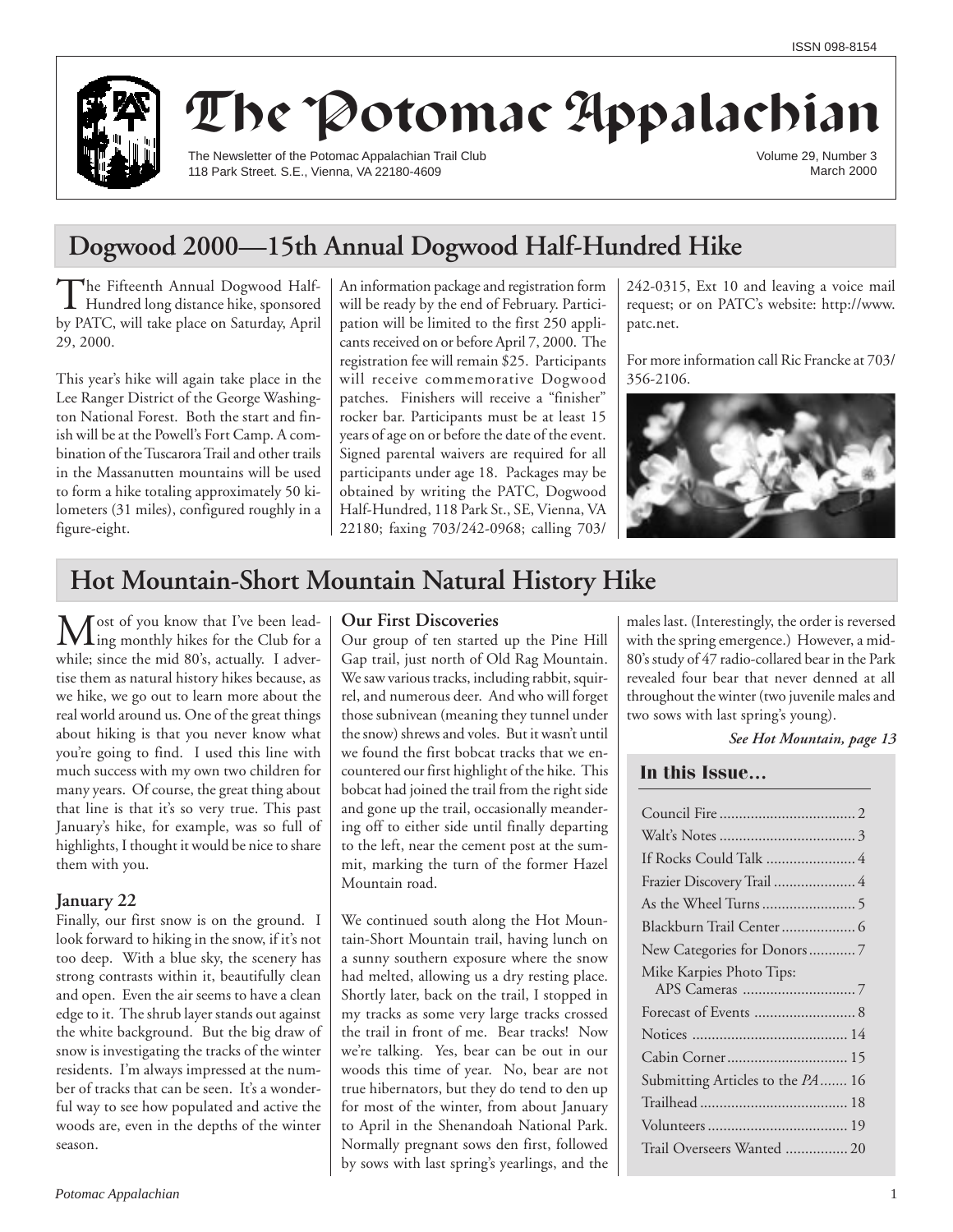ISSN 098-8154

# The Potomac Appalachian

The Newsletter of the Potomac Appalachian Trail Club
118 Park Street. S.E., Vienna, VA 22180-4609

Volume 29, Number 3
March 2000

## Dogwood 2000—15th Annual Dogwood Half-Hundred Hike

The Fifteenth Annual Dogwood Half-Hundred long distance hike, sponsored by PATC, will take place on Saturday, April 29, 2000.

This year's hike will again take place in the Lee Ranger District of the George Washington National Forest. Both the start and finish will be at the Powell's Fort Camp. A combination of the Tuscarora Trail and other trails in the Massanutten mountains will be used to form a hike totaling approximately 50 kilometers (31 miles), configured roughly in a figure-eight.

An information package and registration form will be ready by the end of February. Participation will be limited to the first 250 applicants received on or before April 7, 2000. The registration fee will remain $25. Participants will receive commemorative Dogwood patches. Finishers will receive a "finisher" rocker bar. Participants must be at least 15 years of age on or before the date of the event. Signed parental waivers are required for all participants under age 18. Packages may be obtained by writing the PATC, Dogwood Half-Hundred, 118 Park St., SE, Vienna, VA 22180; faxing 703/242-0968; calling 703/242-0315, Ext 10 and leaving a voice mail request; or on PATC's website: http://www.patc.net.

For more information call Ric Francke at 703/356-2106.

## Hot Mountain-Short Mountain Natural History Hike

Most of you know that I've been leading monthly hikes for the Club for a while; since the mid 80's, actually. I advertise them as natural history hikes because, as we hike, we go out to learn more about the real world around us. One of the great things about hiking is that you never know what you're going to find. I used this line with much success with my own two children for many years. Of course, the great thing about that line is that it's so very true. This past January's hike, for example, was so full of highlights, I thought it would be nice to share them with you.

### January 22

Finally, our first snow is on the ground. I look forward to hiking in the snow, if it's not too deep. With a blue sky, the scenery has strong contrasts within it, beautifully clean and open. Even the air seems to have a clean edge to it. The shrub layer stands out against the white background. But the big draw of snow is investigating the tracks of the winter residents. I'm always impressed at the number of tracks that can be seen. It's a wonderful way to see how populated and active the woods are, even in the depths of the winter season.

### Our First Discoveries

Our group of ten started up the Pine Hill Gap trail, just north of Old Rag Mountain. We saw various tracks, including rabbit, squirrel, and numerous deer. And who will forget those subnivean (meaning they tunnel under the snow) shrews and voles. But it wasn't until we found the first bobcat tracks that we encountered our first highlight of the hike. This bobcat had joined the trail from the right side and gone up the trail, occasionally meandering off to either side until finally departing to the left, near the cement post at the summit, marking the turn of the former Hazel Mountain road.

We continued south along the Hot Mountain-Short Mountain trail, having lunch on a sunny southern exposure where the snow had melted, allowing us a dry resting place. Shortly later, back on the trail, I stopped in my tracks as some very large tracks crossed the trail in front of me. Bear tracks! Now we're talking. Yes, bear can be out in our woods this time of year. No, bear are not true hibernators, but they do tend to den up for most of the winter, from about January to April in the Shenandoah National Park. Normally pregnant sows den first, followed by sows with last spring's yearlings, and the males last. (Interestingly, the order is reversed with the spring emergence.) However, a mid-80's study of 47 radio-collared bear in the Park revealed four bear that never denned at all throughout the winter (two juvenile males and two sows with last spring's young).

*See Hot Mountain, page 13*

### In this Issue…

- Council Fire ... 2
- Walt's Notes ... 3
- If Rocks Could Talk ... 4
- Frazier Discovery Trail ... 4
- As the Wheel Turns ... 5
- Blackburn Trail Center ... 6
- New Categories for Donors ... 7
- Mike Karpies Photo Tips: APS Cameras ... 7
- Forecast of Events ... 8
- Notices ... 14
- Cabin Corner ... 15
- Submitting Articles to the *PA* ... 16
- Trailhead ... 18
- Volunteers ... 19
- Trail Overseers Wanted ... 20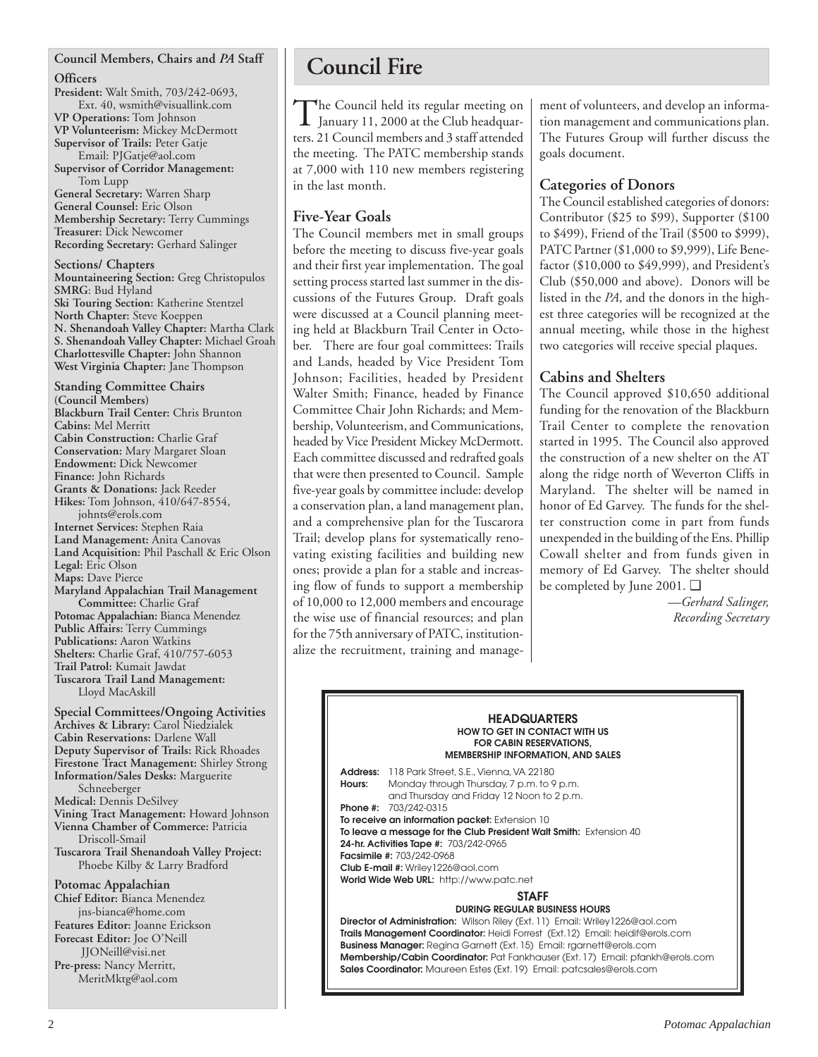## Council Members, Chairs and *PA* Staff

**Officers**

**President:** Walt Smith, 703/242-0693, Ext. 40, wsmith@visuallink.com
**VP Operations:** Tom Johnson
**VP Volunteerism:** Mickey McDermott
**Supervisor of Trails:** Peter Gatje Email: PJGatje@aol.com
**Supervisor of Corridor Management:** Tom Lupp
**General Secretary:** Warren Sharp
**General Counsel:** Eric Olson
**Membership Secretary:** Terry Cummings
**Treasurer:** Dick Newcomer
**Recording Secretary:** Gerhard Salinger

**Sections/ Chapters**

**Mountaineering Section:** Greg Christopulos
**SMRG**: Bud Hyland
**Ski Touring Section:** Katherine Stentzel
**North Chapter:** Steve Koeppen
**N. Shenandoah Valley Chapter:** Martha Clark
**S. Shenandoah Valley Chapter:** Michael Groah
**Charlottesville Chapter:** John Shannon
**West Virginia Chapter:** Jane Thompson

**Standing Committee Chairs (Council Members)**

**Blackburn Trail Center:** Chris Brunton
**Cabins:** Mel Merritt
**Cabin Construction:** Charlie Graf
**Conservation:** Mary Margaret Sloan
**Endowment:** Dick Newcomer
**Finance:** John Richards
**Grants & Donations:** Jack Reeder
**Hikes:** Tom Johnson, 410/647-8554, johnts@erols.com
**Internet Services:** Stephen Raia
**Land Management:** Anita Canovas
**Land Acquisition:** Phil Paschall & Eric Olson
**Legal:** Eric Olson
**Maps:** Dave Pierce
**Maryland Appalachian Trail Management Committee:** Charlie Graf
**Potomac Appalachian:** Bianca Menendez
**Public Affairs:** Terry Cummings
**Publications:** Aaron Watkins
**Shelters:** Charlie Graf, 410/757-6053
**Trail Patrol:** Kumait Jawdat
**Tuscarora Trail Land Management:** Lloyd MacAskill

**Special Committees/Ongoing Activities**

**Archives & Library:** Carol Niedzialek
**Cabin Reservations:** Darlene Wall
**Deputy Supervisor of Trails:** Rick Rhoades
**Firestone Tract Management:** Shirley Strong
**Information/Sales Desks:** Marguerite Schneeberger
**Medical:** Dennis DeSilvey
**Vining Tract Management:** Howard Johnson
**Vienna Chamber of Commerce:** Patricia Driscoll-Smail
**Tuscarora Trail Shenandoah Valley Project:** Phoebe Kilby & Larry Bradford

**Potomac Appalachian**

**Chief Editor:** Bianca Menendez jns-bianca@home.com
**Features Editor:** Joanne Erickson
**Forecast Editor:** Joe O'Neill JJONeill@visi.net
**Pre-press:** Nancy Merritt, MeritMktg@aol.com

# Council Fire

The Council held its regular meeting on January 11, 2000 at the Club headquarters. 21 Council members and 3 staff attended the meeting. The PATC membership stands at 7,000 with 110 new members registering in the last month.

## Five-Year Goals

The Council members met in small groups before the meeting to discuss five-year goals and their first year implementation. The goal setting process started last summer in the discussions of the Futures Group. Draft goals were discussed at a Council planning meeting held at Blackburn Trail Center in October. There are four goal committees: Trails and Lands, headed by Vice President Tom Johnson; Facilities, headed by President Walter Smith; Finance, headed by Finance Committee Chair John Richards; and Membership, Volunteerism, and Communications, headed by Vice President Mickey McDermott. Each committee discussed and redrafted goals that were then presented to Council. Sample five-year goals by committee include: develop a conservation plan, a land management plan, and a comprehensive plan for the Tuscarora Trail; develop plans for systematically renovating existing facilities and building new ones; provide a plan for a stable and increasing flow of funds to support a membership of 10,000 to 12,000 members and encourage the wise use of financial resources; and plan for the 75th anniversary of PATC, institutionalize the recruitment, training and management of volunteers, and develop an information management and communications plan. The Futures Group will further discuss the goals document.

## Categories of Donors

The Council established categories of donors: Contributor ($25 to $99), Supporter ($100 to $499), Friend of the Trail ($500 to $999), PATC Partner ($1,000 to $9,999), Life Benefactor ($10,000 to $49,999), and President's Club ($50,000 and above). Donors will be listed in the *PA*, and the donors in the highest three categories will be recognized at the annual meeting, while those in the highest two categories will receive special plaques.

## Cabins and Shelters

The Council approved $10,650 additional funding for the renovation of the Blackburn Trail Center to complete the renovation started in 1995. The Council also approved the construction of a new shelter on the AT along the ridge north of Weverton Cliffs in Maryland. The shelter will be named in honor of Ed Garvey. The funds for the shelter construction come in part from funds unexpended in the building of the Ens. Phillip Cowall shelter and from funds given in memory of Ed Garvey. The shelter should be completed by June 2001. ❑

*—Gerhard Salinger, Recording Secretary*

---

**HEADQUARTERS**
**HOW TO GET IN CONTACT WITH US FOR CABIN RESERVATIONS, MEMBERSHIP INFORMATION, AND SALES**

**Address:** 118 Park Street, S.E., Vienna, VA 22180
**Hours:** Monday through Thursday, 7 p.m. to 9 p.m. and Thursday and Friday 12 Noon to 2 p.m.
**Phone #:** 703/242-0315
**To receive an information packet:** Extension 10
**To leave a message for the Club President Walt Smith:** Extension 40
**24-hr. Activities Tape #:** 703/242-0965
**Facsimile #:** 703/242-0968
**Club E-mail #:** Wriley1226@aol.com
**World Wide Web URL:** http://www.patc.net

**STAFF**
**DURING REGULAR BUSINESS HOURS**

**Director of Administration:** Wilson Riley (Ext. 11) Email: Wriley1226@aol.com
**Trails Management Coordinator:** Heidi Forrest (Ext.12) Email: heidif@erols.com
**Business Manager:** Regina Garnett (Ext. 15) Email: rgarnett@erols.com
**Membership/Cabin Coordinator:** Pat Fankhauser (Ext. 17) Email: pfankh@erols.com
**Sales Coordinator:** Maureen Estes (Ext. 19) Email: patcsales@erols.com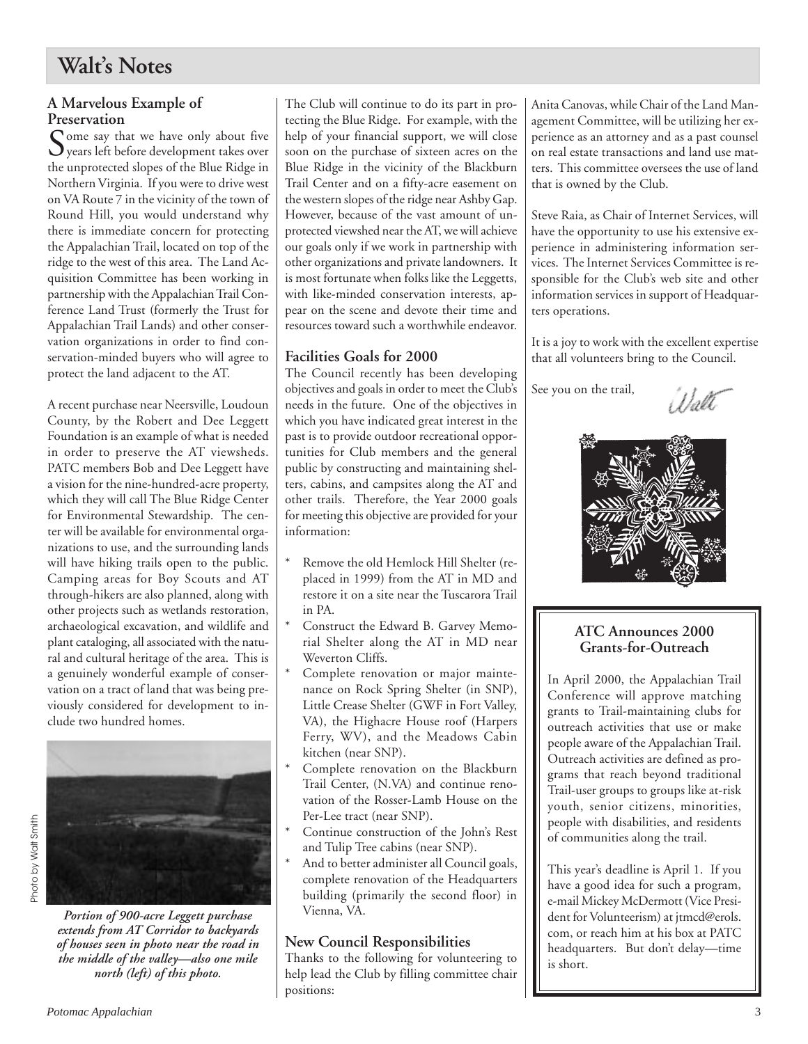# Walt's Notes

## A Marvelous Example of Preservation

Some say that we have only about five years left before development takes over the unprotected slopes of the Blue Ridge in Northern Virginia. If you were to drive west on VA Route 7 in the vicinity of the town of Round Hill, you would understand why there is immediate concern for protecting the Appalachian Trail, located on top of the ridge to the west of this area. The Land Acquisition Committee has been working in partnership with the Appalachian Trail Conference Land Trust (formerly the Trust for Appalachian Trail Lands) and other conservation organizations in order to find conservation-minded buyers who will agree to protect the land adjacent to the AT.

A recent purchase near Neersville, Loudoun County, by the Robert and Dee Leggett Foundation is an example of what is needed in order to preserve the AT viewsheds. PATC members Bob and Dee Leggett have a vision for the nine-hundred-acre property, which they will call The Blue Ridge Center for Environmental Stewardship. The center will be available for environmental organizations to use, and the surrounding lands will have hiking trails open to the public. Camping areas for Boy Scouts and AT through-hikers are also planned, along with other projects such as wetlands restoration, archaeological excavation, and wildlife and plant cataloging, all associated with the natural and cultural heritage of the area. This is a genuinely wonderful example of conservation on a tract of land that was being previously considered for development to include two hundred homes.

Photo by Walt Smith

***Portion of 900-acre Leggett purchase extends from AT Corridor to backyards of houses seen in photo near the road in the middle of the valley—also one mile north (left) of this photo.***

The Club will continue to do its part in protecting the Blue Ridge. For example, with the help of your financial support, we will close soon on the purchase of sixteen acres on the Blue Ridge in the vicinity of the Blackburn Trail Center and on a fifty-acre easement on the western slopes of the ridge near Ashby Gap. However, because of the vast amount of unprotected viewshed near the AT, we will achieve our goals only if we work in partnership with other organizations and private landowners. It is most fortunate when folks like the Leggetts, with like-minded conservation interests, appear on the scene and devote their time and resources toward such a worthwhile endeavor.

## Facilities Goals for 2000

The Council recently has been developing objectives and goals in order to meet the Club's needs in the future. One of the objectives in which you have indicated great interest in the past is to provide outdoor recreational opportunities for Club members and the general public by constructing and maintaining shelters, cabins, and campsites along the AT and other trails. Therefore, the Year 2000 goals for meeting this objective are provided for your information:

- Remove the old Hemlock Hill Shelter (replaced in 1999) from the AT in MD and restore it on a site near the Tuscarora Trail in PA.
- Construct the Edward B. Garvey Memorial Shelter along the AT in MD near Weverton Cliffs.
- Complete renovation or major maintenance on Rock Spring Shelter (in SNP), Little Crease Shelter (GWF in Fort Valley, VA), the Highacre House roof (Harpers Ferry, WV), and the Meadows Cabin kitchen (near SNP).
- Complete renovation on the Blackburn Trail Center, (N.VA) and continue renovation of the Rosser-Lamb House on the Per-Lee tract (near SNP).
- Continue construction of the John's Rest and Tulip Tree cabins (near SNP).
- And to better administer all Council goals, complete renovation of the Headquarters building (primarily the second floor) in Vienna, VA.

## New Council Responsibilities

Thanks to the following for volunteering to help lead the Club by filling committee chair positions:

Anita Canovas, while Chair of the Land Management Committee, will be utilizing her experience as an attorney and as a past counsel on real estate transactions and land use matters. This committee oversees the use of land that is owned by the Club.

Steve Raia, as Chair of Internet Services, will have the opportunity to use his extensive experience in administering information services. The Internet Services Committee is responsible for the Club's web site and other information services in support of Headquarters operations.

It is a joy to work with the excellent expertise that all volunteers bring to the Council.

See you on the trail,

Walt

### ATC Announces 2000 Grants-for-Outreach

In April 2000, the Appalachian Trail Conference will approve matching grants to Trail-maintaining clubs for outreach activities that use or make people aware of the Appalachian Trail. Outreach activities are defined as programs that reach beyond traditional Trail-user groups to groups like at-risk youth, senior citizens, minorities, people with disabilities, and residents of communities along the trail.

This year's deadline is April 1. If you have a good idea for such a program, e-mail Mickey McDermott (Vice President for Volunteerism) at jtmcd@erols.com, or reach him at his box at PATC headquarters. But don't delay—time is short.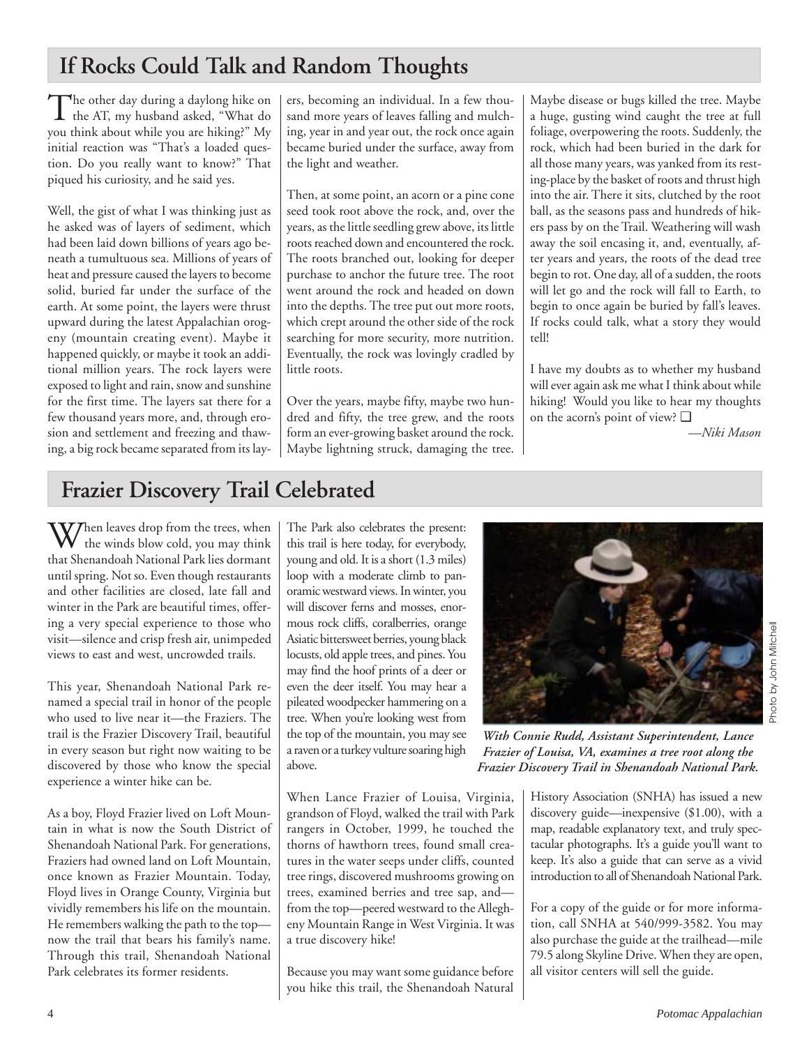## If Rocks Could Talk and Random Thoughts

The other day during a daylong hike on the AT, my husband asked, "What do you think about while you are hiking?" My initial reaction was "That's a loaded question. Do you really want to know?" That piqued his curiosity, and he said yes.

Well, the gist of what I was thinking just as he asked was of layers of sediment, which had been laid down billions of years ago beneath a tumultuous sea. Millions of years of heat and pressure caused the layers to become solid, buried far under the surface of the earth. At some point, the layers were thrust upward during the latest Appalachian orogeny (mountain creating event). Maybe it happened quickly, or maybe it took an additional million years. The rock layers were exposed to light and rain, snow and sunshine for the first time. The layers sat there for a few thousand years more, and, through erosion and settlement and freezing and thawing, a big rock became separated from its layers, becoming an individual. In a few thousand more years of leaves falling and mulching, year in and year out, the rock once again became buried under the surface, away from the light and weather.

Then, at some point, an acorn or a pine cone seed took root above the rock, and, over the years, as the little seedling grew above, its little roots reached down and encountered the rock. The roots branched out, looking for deeper purchase to anchor the future tree. The root went around the rock and headed on down into the depths. The tree put out more roots, which crept around the other side of the rock searching for more security, more nutrition. Eventually, the rock was lovingly cradled by little roots.

Over the years, maybe fifty, maybe two hundred and fifty, the tree grew, and the roots form an ever-growing basket around the rock. Maybe lightning struck, damaging the tree. Maybe disease or bugs killed the tree. Maybe a huge, gusting wind caught the tree at full foliage, overpowering the roots. Suddenly, the rock, which had been buried in the dark for all those many years, was yanked from its resting-place by the basket of roots and thrust high into the air. There it sits, clutched by the root ball, as the seasons pass and hundreds of hikers pass by on the Trail. Weathering will wash away the soil encasing it, and, eventually, after years and years, the roots of the dead tree begin to rot. One day, all of a sudden, the roots will let go and the rock will fall to Earth, to begin to once again be buried by fall's leaves. If rocks could talk, what a story they would tell!

I have my doubts as to whether my husband will ever again ask me what I think about while hiking! Would you like to hear my thoughts on the acorn's point of view? ❑

*—Niki Mason*

## Frazier Discovery Trail Celebrated

When leaves drop from the trees, when the winds blow cold, you may think that Shenandoah National Park lies dormant until spring. Not so. Even though restaurants and other facilities are closed, late fall and winter in the Park are beautiful times, offering a very special experience to those who visit—silence and crisp fresh air, unimpeded views to east and west, uncrowded trails.

This year, Shenandoah National Park renamed a special trail in honor of the people who used to live near it—the Fraziers. The trail is the Frazier Discovery Trail, beautiful in every season but right now waiting to be discovered by those who know the special experience a winter hike can be.

As a boy, Floyd Frazier lived on Loft Mountain in what is now the South District of Shenandoah National Park. For generations, Fraziers had owned land on Loft Mountain, once known as Frazier Mountain. Today, Floyd lives in Orange County, Virginia but vividly remembers his life on the mountain. He remembers walking the path to the top—now the trail that bears his family's name. Through this trail, Shenandoah National Park celebrates its former residents.

The Park also celebrates the present: this trail is here today, for everybody, young and old. It is a short (1.3 miles) loop with a moderate climb to panoramic westward views. In winter, you will discover ferns and mosses, enormous rock cliffs, coralberries, orange Asiatic bittersweet berries, young black locusts, old apple trees, and pines. You may find the hoof prints of a deer or even the deer itself. You may hear a pileated woodpecker hammering on a tree. When you're looking west from the top of the mountain, you may see a raven or a turkey vulture soaring high above.

*With Connie Rudd, Assistant Superintendent, Lance Frazier of Louisa, VA, examines a tree root along the Frazier Discovery Trail in Shenandoah National Park.*

Photo by John Mitchell

When Lance Frazier of Louisa, Virginia, grandson of Floyd, walked the trail with Park rangers in October, 1999, he touched the thorns of hawthorn trees, found small creatures in the water seeps under cliffs, counted tree rings, discovered mushrooms growing on trees, examined berries and tree sap, and—from the top—peered westward to the Allegheny Mountain Range in West Virginia. It was a true discovery hike!

Because you may want some guidance before you hike this trail, the Shenandoah Natural History Association (SNHA) has issued a new discovery guide—inexpensive ($1.00), with a map, readable explanatory text, and truly spectacular photographs. It's a guide you'll want to keep. It's also a guide that can serve as a vivid introduction to all of Shenandoah National Park.

For a copy of the guide or for more information, call SNHA at 540/999-3582. You may also purchase the guide at the trailhead—mile 79.5 along Skyline Drive. When they are open, all visitor centers will sell the guide.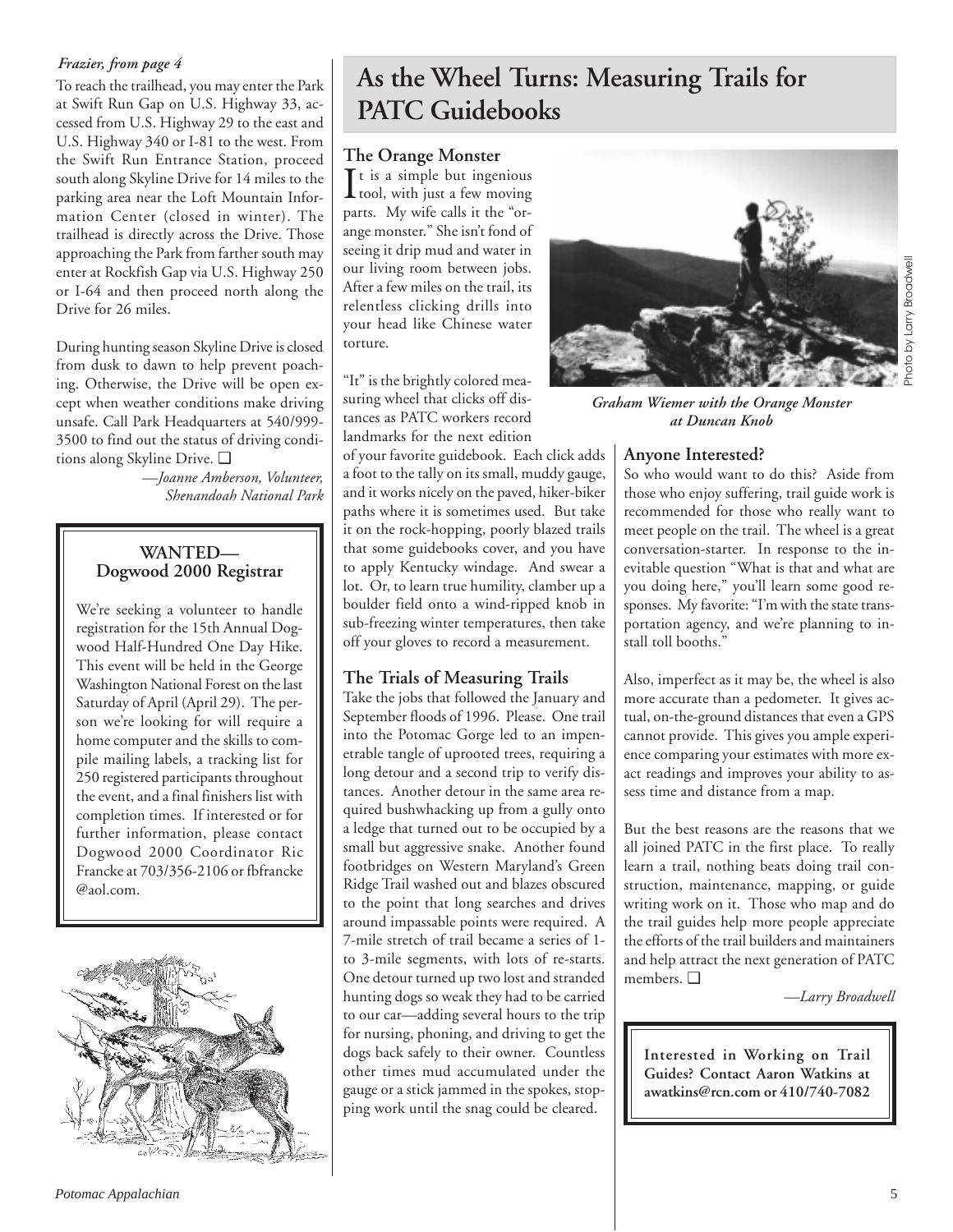*Frazier, from page 4*

To reach the trailhead, you may enter the Park at Swift Run Gap on U.S. Highway 33, accessed from U.S. Highway 29 to the east and U.S. Highway 340 or I-81 to the west. From the Swift Run Entrance Station, proceed south along Skyline Drive for 14 miles to the parking area near the Loft Mountain Information Center (closed in winter). The trailhead is directly across the Drive. Those approaching the Park from farther south may enter at Rockfish Gap via U.S. Highway 250 or I-64 and then proceed north along the Drive for 26 miles.

During hunting season Skyline Drive is closed from dusk to dawn to help prevent poaching. Otherwise, the Drive will be open except when weather conditions make driving unsafe. Call Park Headquarters at 540/999-3500 to find out the status of driving conditions along Skyline Drive. ❑

—*Joanne Amberson, Volunteer, Shenandoah National Park*

## WANTED— Dogwood 2000 Registrar

We're seeking a volunteer to handle registration for the 15th Annual Dogwood Half-Hundred One Day Hike. This event will be held in the George Washington National Forest on the last Saturday of April (April 29). The person we're looking for will require a home computer and the skills to compile mailing labels, a tracking list for 250 registered participants throughout the event, and a final finishers list with completion times. If interested or for further information, please contact Dogwood 2000 Coordinator Ric Francke at 703/356-2106 or fbfrancke @aol.com.

# As the Wheel Turns: Measuring Trails for PATC Guidebooks

### The Orange Monster

It is a simple but ingenious tool, with just a few moving parts. My wife calls it the "orange monster." She isn't fond of seeing it drip mud and water in our living room between jobs. After a few miles on the trail, its relentless clicking drills into your head like Chinese water torture.

"It" is the brightly colored measuring wheel that clicks off distances as PATC workers record landmarks for the next edition of your favorite guidebook. Each click adds a foot to the tally on its small, muddy gauge, and it works nicely on the paved, hiker-biker paths where it is sometimes used. But take it on the rock-hopping, poorly blazed trails that some guidebooks cover, and you have to apply Kentucky windage. And swear a lot. Or, to learn true humility, clamber up a boulder field onto a wind-ripped knob in sub-freezing winter temperatures, then take off your gloves to record a measurement.

Photo by Larry Broadwell

***Graham Wiemer with the Orange Monster at Duncan Knob***

### The Trials of Measuring Trails

Take the jobs that followed the January and September floods of 1996. Please. One trail into the Potomac Gorge led to an impenetrable tangle of uprooted trees, requiring a long detour and a second trip to verify distances. Another detour in the same area required bushwhacking up from a gully onto a ledge that turned out to be occupied by a small but aggressive snake. Another found footbridges on Western Maryland's Green Ridge Trail washed out and blazes obscured to the point that long searches and drives around impassable points were required. A 7-mile stretch of trail became a series of 1- to 3-mile segments, with lots of re-starts. One detour turned up two lost and stranded hunting dogs so weak they had to be carried to our car—adding several hours to the trip for nursing, phoning, and driving to get the dogs back safely to their owner. Countless other times mud accumulated under the gauge or a stick jammed in the spokes, stopping work until the snag could be cleared.

### Anyone Interested?

So who would want to do this? Aside from those who enjoy suffering, trail guide work is recommended for those who really want to meet people on the trail. The wheel is a great conversation-starter. In response to the inevitable question "What is that and what are you doing here," you'll learn some good responses. My favorite: "I'm with the state transportation agency, and we're planning to install toll booths."

Also, imperfect as it may be, the wheel is also more accurate than a pedometer. It gives actual, on-the-ground distances that even a GPS cannot provide. This gives you ample experience comparing your estimates with more exact readings and improves your ability to assess time and distance from a map.

But the best reasons are the reasons that we all joined PATC in the first place. To really learn a trail, nothing beats doing trail construction, maintenance, mapping, or guide writing work on it. Those who map and do the trail guides help more people appreciate the efforts of the trail builders and maintainers and help attract the next generation of PATC members. ❑

—*Larry Broadwell*

**Interested in Working on Trail Guides? Contact Aaron Watkins at awatkins@rcn.com or 410/740-7082**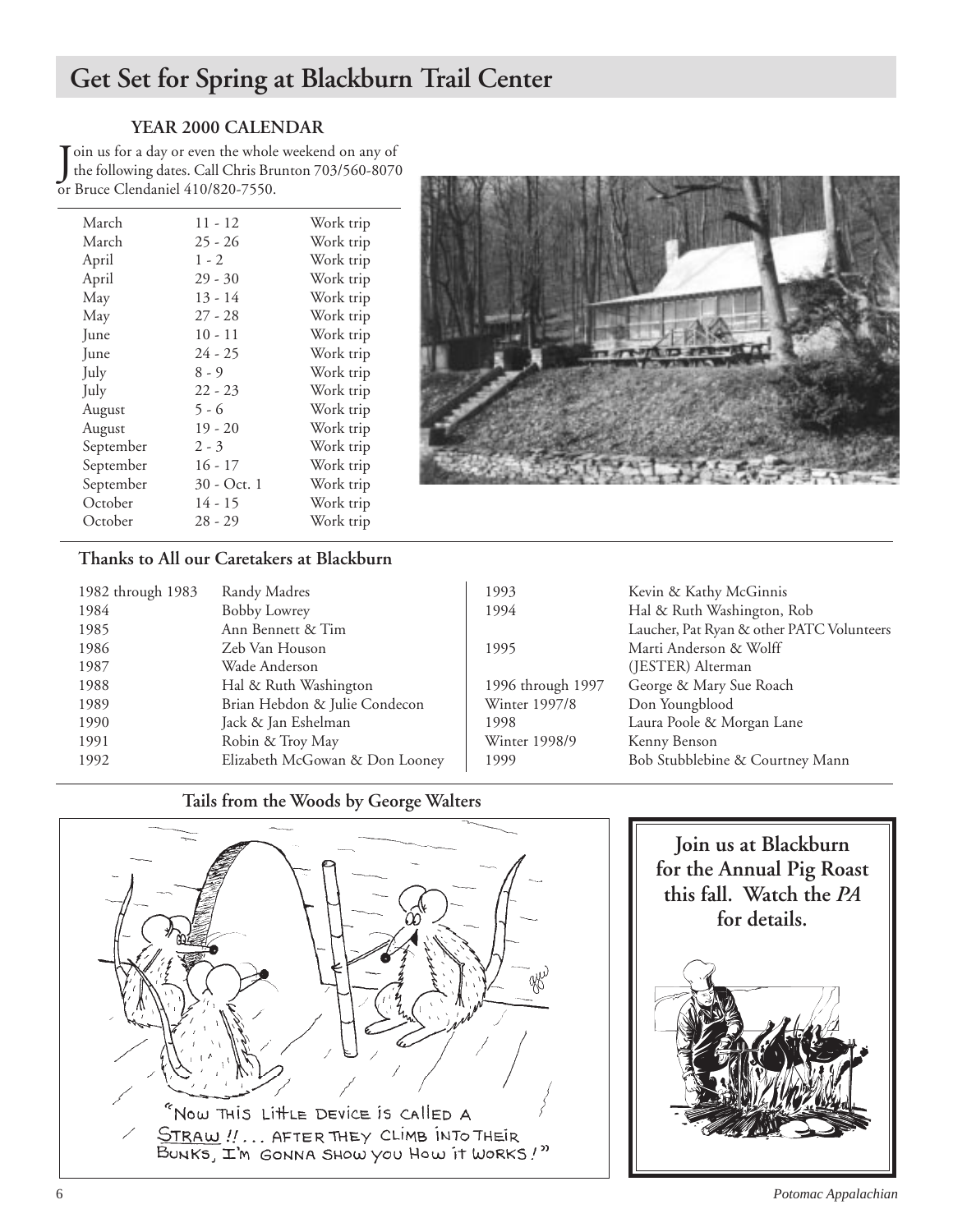# Get Set for Spring at Blackburn Trail Center

## YEAR 2000 CALENDAR

Join us for a day or even the whole weekend on any of the following dates. Call Chris Brunton 703/560-8070 or Bruce Clendaniel 410/820-7550.

| | | |
|---|---|---|
| March | 11 - 12 | Work trip |
| March | 25 - 26 | Work trip |
| April | 1 - 2 | Work trip |
| April | 29 - 30 | Work trip |
| May | 13 - 14 | Work trip |
| May | 27 - 28 | Work trip |
| June | 10 - 11 | Work trip |
| June | 24 - 25 | Work trip |
| July | 8 - 9 | Work trip |
| July | 22 - 23 | Work trip |
| August | 5 - 6 | Work trip |
| August | 19 - 20 | Work trip |
| September | 2 - 3 | Work trip |
| September | 16 - 17 | Work trip |
| September | 30 - Oct. 1 | Work trip |
| October | 14 - 15 | Work trip |
| October | 28 - 29 | Work trip |

## Thanks to All our Caretakers at Blackburn

| | |
|---|---|
| 1982 through 1983 | Randy Madres |
| 1984 | Bobby Lowrey |
| 1985 | Ann Bennett & Tim |
| 1986 | Zeb Van Houson |
| 1987 | Wade Anderson |
| 1988 | Hal & Ruth Washington |
| 1989 | Brian Hebdon & Julie Condecon |
| 1990 | Jack & Jan Eshelman |
| 1991 | Robin & Troy May |
| 1992 | Elizabeth McGowan & Don Looney |
| 1993 | Kevin & Kathy McGinnis |
| 1994 | Hal & Ruth Washington, Rob Laucher, Pat Ryan & other PATC Volunteers |
| 1995 | Marti Anderson & Wolff (JESTER) Alterman |
| 1996 through 1997 | George & Mary Sue Roach |
| Winter 1997/8 | Don Youngblood |
| 1998 | Laura Poole & Morgan Lane |
| Winter 1998/9 | Kenny Benson |
| 1999 | Bob Stubblebine & Courtney Mann |

## Tails from the Woods by George Walters

"Now this little device is called a STRAW!!... after they climb into their bunks, I'm gonna show you how it works!"

**Join us at Blackburn for the Annual Pig Roast this fall. Watch the *PA* for details.**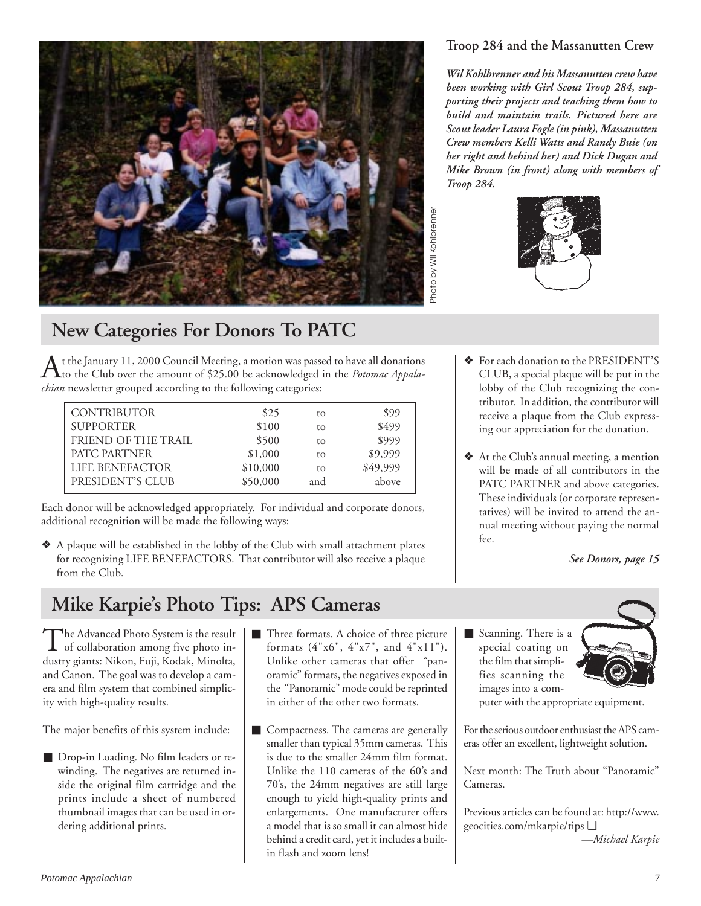### Troop 284 and the Massanutten Crew

***Wil Kohlbrenner and his Massanutten crew have been working with Girl Scout Troop 284, supporting their projects and teaching them how to build and maintain trails. Pictured here are Scout leader Laura Fogle (in pink), Massanutten Crew members Kelli Watts and Randy Buie (on her right and behind her) and Dick Dugan and Mike Brown (in front) along with members of Troop 284.***

Photo by Wil Kohlbrenner

## New Categories For Donors To PATC

At the January 11, 2000 Council Meeting, a motion was passed to have all donations to the Club over the amount of $25.00 be acknowledged in the *Potomac Appalachian* newsletter grouped according to the following categories:

| | | | |
|---|---|---|---|
| CONTRIBUTOR | $25 | to | $99 |
| SUPPORTER | $100 | to | $499 |
| FRIEND OF THE TRAIL | $500 | to | $999 |
| PATC PARTNER | $1,000 | to | $9,999 |
| LIFE BENEFACTOR | $10,000 | to | $49,999 |
| PRESIDENT'S CLUB | $50,000 | and | above |

Each donor will be acknowledged appropriately. For individual and corporate donors, additional recognition will be made the following ways:

- A plaque will be established in the lobby of the Club with small attachment plates for recognizing LIFE BENEFACTORS. That contributor will also receive a plaque from the Club.
- For each donation to the PRESIDENT'S CLUB, a special plaque will be put in the lobby of the Club recognizing the contributor. In addition, the contributor will receive a plaque from the Club expressing our appreciation for the donation.
- At the Club's annual meeting, a mention will be made of all contributors in the PATC PARTNER and above categories. These individuals (or corporate representatives) will be invited to attend the annual meeting without paying the normal fee.

***See Donors, page 15***

## Mike Karpie's Photo Tips: APS Cameras

The Advanced Photo System is the result of collaboration among five photo industry giants: Nikon, Fuji, Kodak, Minolta, and Canon. The goal was to develop a camera and film system that combined simplicity with high-quality results.

The major benefits of this system include:

- Drop-in Loading. No film leaders or rewinding. The negatives are returned inside the original film cartridge and the prints include a sheet of numbered thumbnail images that can be used in ordering additional prints.
- Three formats. A choice of three picture formats (4"x6", 4"x7", and 4"x11"). Unlike other cameras that offer "panoramic" formats, the negatives exposed in the "Panoramic" mode could be reprinted in either of the other two formats.
- Compactness. The cameras are generally smaller than typical 35mm cameras. This is due to the smaller 24mm film format. Unlike the 110 cameras of the 60's and 70's, the 24mm negatives are still large enough to yield high-quality prints and enlargements. One manufacturer offers a model that is so small it can almost hide behind a credit card, yet it includes a built-in flash and zoom lens!
- Scanning. There is a special coating on the film that simplifies scanning the images into a computer with the appropriate equipment.

For the serious outdoor enthusiast the APS cameras offer an excellent, lightweight solution.

Next month: The Truth about "Panoramic" Cameras.

Previous articles can be found at: http://www.geocities.com/mkarpie/tips ❑

*—Michael Karpie*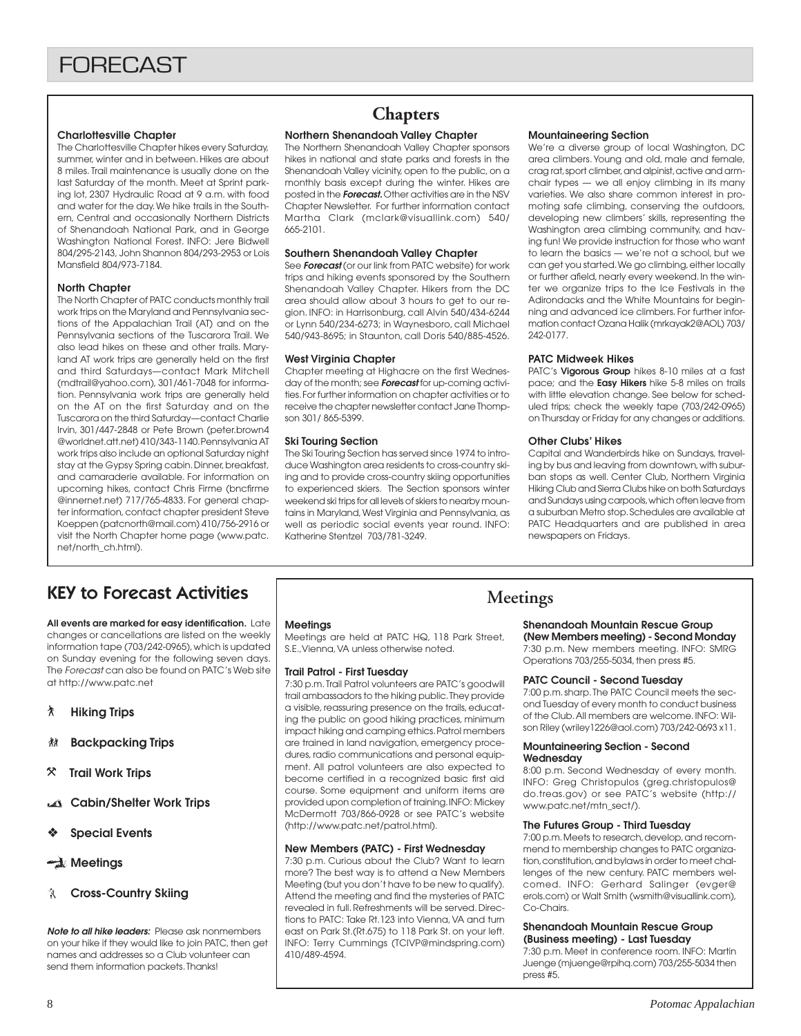# FORECAST

## Chapters

### Charlottesville Chapter

The Charlottesville Chapter hikes every Saturday, summer, winter and in between. Hikes are about 8 miles. Trail maintenance is usually done on the last Saturday of the month. Meet at Sprint parking lot, 2307 Hydraulic Road at 9 a.m. with food and water for the day. We hike trails in the Southern, Central and occasionally Northern Districts of Shenandoah National Park, and in George Washington National Forest. INFO: Jere Bidwell 804/295-2143, John Shannon 804/293-2953 or Lois Mansfield 804/973-7184.

### North Chapter

The North Chapter of PATC conducts monthly trail work trips on the Maryland and Pennsylvania sections of the Appalachian Trail (AT) and on the Pennsylvania sections of the Tuscarora Trail. We also lead hikes on these and other trails. Maryland AT work trips are generally held on the first and third Saturdays—contact Mark Mitchell (mdtrail@yahoo.com), 301/461-7048 for information. Pennsylvania work trips are generally held on the AT on the first Saturday and on the Tuscarora on the third Saturday—contact Charlie Irvin, 301/447-2848 or Pete Brown (peter.brown4 @worldnet.att.net) 410/343-1140. Pennsylvania AT work trips also include an optional Saturday night stay at the Gypsy Spring cabin. Dinner, breakfast, and camaraderie available. For information on upcoming hikes, contact Chris Firme (bncfirme @innernet.net) 717/765-4833. For general chapter information, contact chapter president Steve Koeppen (patcnorth@mail.com) 410/756-2916 or visit the North Chapter home page (www.patc.net/north_ch.html).

### Northern Shenandoah Valley Chapter

The Northern Shenandoah Valley Chapter sponsors hikes in national and state parks and forests in the Shenandoah Valley vicinity, open to the public, on a monthly basis except during the winter. Hikes are posted in the ***Forecast.*** Other activities are in the NSV Chapter Newsletter. For further information contact Martha Clark (mclark@visuallink.com) 540/665-2101.

### Southern Shenandoah Valley Chapter

See ***Forecast*** (or our link from PATC website) for work trips and hiking events sponsored by the Southern Shenandoah Valley Chapter. Hikers from the DC area should allow about 3 hours to get to our region. INFO: in Harrisonburg, call Alvin 540/434-6244 or Lynn 540/234-6273; in Waynesboro, call Michael 540/943-8695; in Staunton, call Doris 540/885-4526.

### West Virginia Chapter

Chapter meeting at Highacre on the first Wednesday of the month; see ***Forecast*** for up-coming activities. For further information on chapter activities or to receive the chapter newsletter contact Jane Thompson 301/ 865-5399.

### Ski Touring Section

The Ski Touring Section has served since 1974 to introduce Washington area residents to cross-country skiing and to provide cross-country skiing opportunities to experienced skiers. The Section sponsors winter weekend ski trips for all levels of skiers to nearby mountains in Maryland, West Virginia and Pennsylvania, as well as periodic social events year round. INFO: Katherine Stentzel 703/781-3249.

### Mountaineering Section

We're a diverse group of local Washington, DC area climbers. Young and old, male and female, crag rat, sport climber, and alpinist, active and armchair types — we all enjoy climbing in its many varieties. We also share common interest in promoting safe climbing, conserving the outdoors, developing new climbers' skills, representing the Washington area climbing community, and having fun! We provide instruction for those who want to learn the basics — we're not a school, but we can get you started. We go climbing, either locally or further afield, nearly every weekend. In the winter we organize trips to the Ice Festivals in the Adirondacks and the White Mountains for beginning and advanced ice climbers. For further information contact Ozana Halik (mrkayak2@AOL) 703/242-0177.

### PATC Midweek Hikes

PATC's **Vigorous Group** hikes 8-10 miles at a fast pace; and the **Easy Hikers** hike 5-8 miles on trails with little elevation change. See below for scheduled trips; check the weekly tape (703/242-0965) on Thursday or Friday for any changes or additions.

### Other Clubs' Hikes

Capital and Wanderbirds hike on Sundays, traveling by bus and leaving from downtown, with suburban stops as well. Center Club, Northern Virginia Hiking Club and Sierra Clubs hike on both Saturdays and Sundays using carpools, which often leave from a suburban Metro stop. Schedules are available at PATC Headquarters and are published in area newspapers on Fridays.

## KEY to Forecast Activities

**All events are marked for easy identification.** Late changes or cancellations are listed on the weekly information tape (703/242-0965), which is updated on Sunday evening for the following seven days. The *Forecast* can also be found on PATC's Web site at http://www.patc.net

- **Hiking Trips**
- **Backpacking Trips**
- **Trail Work Trips**
- **Cabin/Shelter Work Trips**
- **Special Events**
- **Meetings**
- **Cross-Country Skiing**

***Note to all hike leaders:*** Please ask nonmembers on your hike if they would like to join PATC, then get names and addresses so a Club volunteer can send them information packets. Thanks!

## Meetings

### Meetings

Meetings are held at PATC HQ, 118 Park Street, S.E., Vienna, VA unless otherwise noted.

### Trail Patrol - First Tuesday

7:30 p.m. Trail Patrol volunteers are PATC's goodwill trail ambassadors to the hiking public. They provide a visible, reassuring presence on the trails, educating the public on good hiking practices, minimum impact hiking and camping ethics. Patrol members are trained in land navigation, emergency procedures, radio communications and personal equipment. All patrol volunteers are also expected to become certified in a recognized basic first aid course. Some equipment and uniform items are provided upon completion of training. INFO: Mickey McDermott 703/866-0928 or see PATC's website (http://www.patc.net/patrol.html).

### New Members (PATC) - First Wednesday

7:30 p.m. Curious about the Club? Want to learn more? The best way is to attend a New Members Meeting (but you don't have to be new to qualify). Attend the meeting and find the mysteries of PATC revealed in full. Refreshments will be served. Directions to PATC: Take Rt.123 into Vienna, VA and turn east on Park St.(Rt.675) to 118 Park St. on your left. INFO: Terry Cummings (TCIVP@mindspring.com) 410/489-4594.

### Shenandoah Mountain Rescue Group (New Members meeting) - Second Monday

7:30 p.m. New members meeting. INFO: SMRG Operations 703/255-5034, then press #5.

### PATC Council - Second Tuesday

7:00 p.m. sharp. The PATC Council meets the second Tuesday of every month to conduct business of the Club. All members are welcome. INFO: Wilson Riley (wriley1226@aol.com) 703/242-0693 x11.

### Mountaineering Section - Second Wednesday

8:00 p.m. Second Wednesday of every month. INFO: Greg Christopulos (greg.christopulos@do.treas.gov) or see PATC's website (http://www.patc.net/mtn_sect/).

### The Futures Group - Third Tuesday

7:00 p.m. Meets to research, develop, and recommend to membership changes to PATC organization, constitution, and bylaws in order to meet challenges of the new century. PATC members welcomed. INFO: Gerhard Salinger (evger@erols.com) or Walt Smith (wsmith@visuallink.com), Co-Chairs.

### Shenandoah Mountain Rescue Group (Business meeting) - Last Tuesday

7:30 p.m. Meet in conference room. INFO: Martin Juenge (mjuenge@rpihq.com) 703/255-5034 then press #5.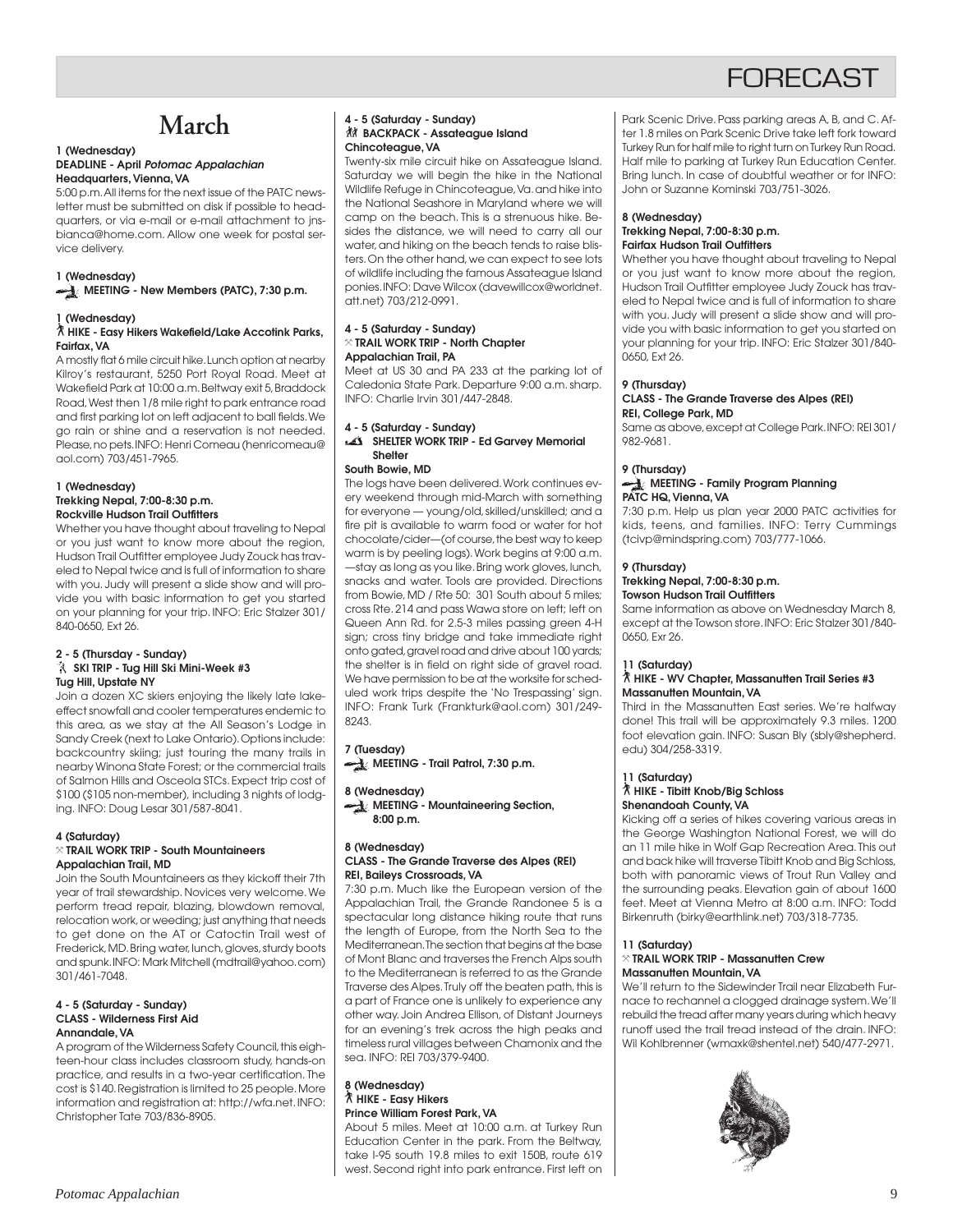# FORECAST

# March

**1 (Wednesday)**
**DEADLINE - April *Potomac Appalachian***
**Headquarters, Vienna, VA**

5:00 p.m. All items for the next issue of the PATC newsletter must be submitted on disk if possible to headquarters, or via e-mail or e-mail attachment to jnsbianca@home.com. Allow one week for postal service delivery.

**1 (Wednesday)**
**MEETING - New Members (PATC), 7:30 p.m.**

**1 (Wednesday)**
**HIKE - Easy Hikers Wakefield/Lake Accotink Parks, Fairfax, VA**

A mostly flat 6 mile circuit hike. Lunch option at nearby Kilroy's restaurant, 5250 Port Royal Road. Meet at Wakefield Park at 10:00 a.m. Beltway exit 5, Braddock Road, West then 1/8 mile right to park entrance road and first parking lot on left adjacent to ball fields. We go rain or shine and a reservation is not needed. Please, no pets. INFO: Henri Comeau (henricomeau@aol.com) 703/451-7965.

**1 (Wednesday)**
**Trekking Nepal, 7:00-8:30 p.m.**
**Rockville Hudson Trail Outfitters**

Whether you have thought about traveling to Nepal or you just want to know more about the region, Hudson Trail Outfitter employee Judy Zouck has traveled to Nepal twice and is full of information to share with you. Judy will present a slide show and will provide you with basic information to get you started on your planning for your trip. INFO: Eric Stalzer 301/840-0650, Ext 26.

**2 - 5 (Thursday - Sunday)**
**SKI TRIP - Tug Hill Ski Mini-Week #3**
**Tug Hill, Upstate NY**

Join a dozen XC skiers enjoying the likely late lake-effect snowfall and cooler temperatures endemic to this area, as we stay at the All Season's Lodge in Sandy Creek (next to Lake Ontario). Options include: backcountry skiing; just touring the many trails in nearby Winona State Forest; or the commercial trails of Salmon Hills and Osceola STCs. Expect trip cost of $100 ($105 non-member), including 3 nights of lodging. INFO: Doug Lesar 301/587-8041.

**4 (Saturday)**
**TRAIL WORK TRIP - South Mountaineers**
**Appalachian Trail, MD**

Join the South Mountaineers as they kickoff their 7th year of trail stewardship. Novices very welcome. We perform tread repair, blazing, blowdown removal, relocation work, or weeding; just anything that needs to get done on the AT or Catoctin Trail west of Frederick, MD. Bring water, lunch, gloves, sturdy boots and spunk. INFO: Mark Mitchell (mdtrail@yahoo.com) 301/461-7048.

**4 - 5 (Saturday - Sunday)**
**CLASS - Wilderness First Aid**
**Annandale, VA**

A program of the Wilderness Safety Council, this eighteen-hour class includes classroom study, hands-on practice, and results in a two-year certification. The cost is $140. Registration is limited to 25 people. More information and registration at: http://wfa.net. INFO: Christopher Tate 703/836-8905.

**4 - 5 (Saturday - Sunday)**
**BACKPACK - Assateague Island**
**Chincoteague, VA**

Twenty-six mile circuit hike on Assateague Island. Saturday we will begin the hike in the National Wildlife Refuge in Chincoteague, Va. and hike into the National Seashore in Maryland where we will camp on the beach. This is a strenuous hike. Besides the distance, we will need to carry all our water, and hiking on the beach tends to raise blisters. On the other hand, we can expect to see lots of wildlife including the famous Assateague Island ponies. INFO: Dave Wilcox (davewillcox@worldnet.att.net) 703/212-0991.

**4 - 5 (Saturday - Sunday)**
**TRAIL WORK TRIP - North Chapter**
**Appalachian Trail, PA**

Meet at US 30 and PA 233 at the parking lot of Caledonia State Park. Departure 9:00 a.m. sharp. INFO: Charlie Irvin 301/447-2848.

**4 - 5 (Saturday - Sunday)**
**SHELTER WORK TRIP - Ed Garvey Memorial Shelter**
**South Bowie, MD**

The logs have been delivered. Work continues every weekend through mid-March with something for everyone — young/old, skilled/unskilled; and a fire pit is available to warm food or water for hot chocolate/cider—(of course, the best way to keep warm is by peeling logs). Work begins at 9:00 a.m. —stay as long as you like. Bring work gloves, lunch, snacks and water. Tools are provided. Directions from Bowie, MD / Rte 50: 301 South about 5 miles; cross Rte. 214 and pass Wawa store on left; left on Queen Ann Rd. for 2.5-3 miles passing green 4-H sign; cross tiny bridge and take immediate right onto gated, gravel road and drive about 100 yards; the shelter is in field on right side of gravel road. We have permission to be at the worksite for scheduled work trips despite the 'No Trespassing' sign. INFO: Frank Turk (Frankturk@aol.com) 301/249-8243.

**7 (Tuesday)**
**MEETING - Trail Patrol, 7:30 p.m.**

**8 (Wednesday)**
**MEETING - Mountaineering Section, 8:00 p.m.**

**8 (Wednesday)**
**CLASS - The Grande Traverse des Alpes (REI)**
**REI, Baileys Crossroads, VA**

7:30 p.m. Much like the European version of the Appalachian Trail, the Grande Randonee 5 is a spectacular long distance hiking route that runs the length of Europe, from the North Sea to the Mediterranean. The section that begins at the base of Mont Blanc and traverses the French Alps south to the Mediterranean is referred to as the Grande Traverse des Alpes. Truly off the beaten path, this is a part of France one is unlikely to experience any other way. Join Andrea Ellison, of Distant Journeys for an evening's trek across the high peaks and timeless rural villages between Chamonix and the sea. INFO: REI 703/379-9400.

**8 (Wednesday)**
**HIKE - Easy Hikers**
**Prince William Forest Park, VA**

About 5 miles. Meet at 10:00 a.m. at Turkey Run Education Center in the park. From the Beltway, take I-95 south 19.8 miles to exit 150B, route 619 west. Second right into park entrance. First left on Park Scenic Drive. Pass parking areas A, B, and C. After 1.8 miles on Park Scenic Drive take left fork toward Turkey Run for half mile to right turn on Turkey Run Road. Half mile to parking at Turkey Run Education Center. Bring lunch. In case of doubtful weather or for INFO: John or Suzanne Kominski 703/751-3026.

**8 (Wednesday)**
**Trekking Nepal, 7:00-8:30 p.m.**
**Fairfax Hudson Trail Outfitters**

Whether you have thought about traveling to Nepal or you just want to know more about the region, Hudson Trail Outfitter employee Judy Zouck has traveled to Nepal twice and is full of information to share with you. Judy will present a slide show and will provide you with basic information to get you started on your planning for your trip. INFO: Eric Stalzer 301/840-0650, Ext 26.

**9 (Thursday)**
**CLASS - The Grande Traverse des Alpes (REI)**
**REI, College Park, MD**

Same as above, except at College Park. INFO: REI 301/982-9681.

**9 (Thursday)**
**MEETING - Family Program Planning**
**PATC HQ, Vienna, VA**

7:30 p.m. Help us plan year 2000 PATC activities for kids, teens, and families. INFO: Terry Cummings (tcivp@mindspring.com) 703/777-1066.

**9 (Thursday)**
**Trekking Nepal, 7:00-8:30 p.m.**
**Towson Hudson Trail Outfitters**

Same information as above on Wednesday March 8, except at the Towson store. INFO: Eric Stalzer 301/840-0650, Exr 26.

**11 (Saturday)**
**HIKE - WV Chapter, Massanutten Trail Series #3**
**Massanutten Mountain, VA**

Third in the Massanutten East series. We're halfway done! This trail will be approximately 9.3 miles. 1200 foot elevation gain. INFO: Susan Bly (sbly@shepherd.edu) 304/258-3319.

**11 (Saturday)**
**HIKE - Tibitt Knob/Big Schloss**
**Shenandoah County, VA**

Kicking off a series of hikes covering various areas in the George Washington National Forest, we will do an 11 mile hike in Wolf Gap Recreation Area. This out and back hike will traverse Tibitt Knob and Big Schloss, both with panoramic views of Trout Run Valley and the surrounding peaks. Elevation gain of about 1600 feet. Meet at Vienna Metro at 8:00 a.m. INFO: Todd Birkenruth (birky@earthlink.net) 703/318-7735.

**11 (Saturday)**
**TRAIL WORK TRIP - Massanutten Crew**
**Massanutten Mountain, VA**

We'll return to the Sidewinder Trail near Elizabeth Furnace to rechannel a clogged drainage system. We'll rebuild the tread after many years during which heavy runoff used the trail tread instead of the drain. INFO: Wil Kohlbrenner (wmaxk@shentel.net) 540/477-2971.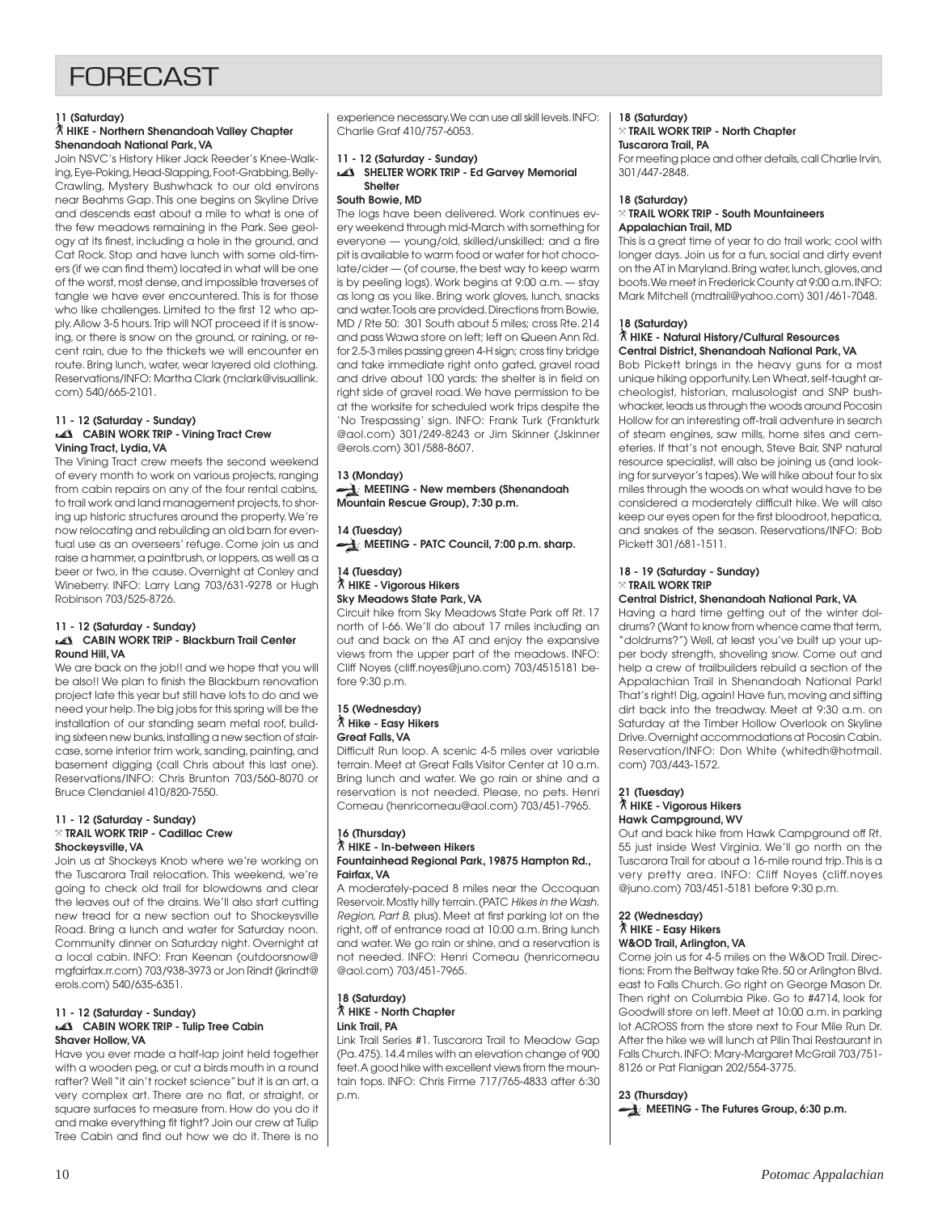# FORECAST

**11 (Saturday)**
**HIKE - Northern Shenandoah Valley Chapter**
**Shenandoah National Park, VA**

Join NSVC's History Hiker Jack Reeder's Knee-Walking, Eye-Poking, Head-Slapping, Foot-Grabbing, Belly-Crawling, Mystery Bushwhack to our old environs near Beahms Gap. This one begins on Skyline Drive and descends east about a mile to what is one of the few meadows remaining in the Park. See geology at its finest, including a hole in the ground, and Cat Rock. Stop and have lunch with some old-timers (if we can find them) located in what will be one of the worst, most dense, and impossible traverses of tangle we have ever encountered. This is for those who like challenges. Limited to the first 12 who apply. Allow 3-5 hours. Trip will NOT proceed if it is snowing, or there is snow on the ground, or raining, or recent rain, due to the thickets we will encounter en route. Bring lunch, water, wear layered old clothing. Reservations/INFO: Martha Clark (mclark@visuallink.com) 540/665-2101.

**11 - 12 (Saturday - Sunday)**
**CABIN WORK TRIP - Vining Tract Crew**
**Vining Tract, Lydia, VA**

The Vining Tract crew meets the second weekend of every month to work on various projects, ranging from cabin repairs on any of the four rental cabins, to trail work and land management projects, to shoring up historic structures around the property. We're now relocating and rebuilding an old barn for eventual use as an overseers' refuge. Come join us and raise a hammer, a paintbrush, or loppers, as well as a beer or two, in the cause. Overnight at Conley and Wineberry. INFO: Larry Lang 703/631-9278 or Hugh Robinson 703/525-8726.

**11 - 12 (Saturday - Sunday)**
**CABIN WORK TRIP - Blackburn Trail Center**
**Round Hill, VA**

We are back on the job!! and we hope that you will be also!! We plan to finish the Blackburn renovation project late this year but still have lots to do and we need your help. The big jobs for this spring will be the installation of our standing seam metal roof, building sixteen new bunks, installing a new section of staircase, some interior trim work, sanding, painting, and basement digging (call Chris about this last one). Reservations/INFO: Chris Brunton 703/560-8070 or Bruce Clendaniel 410/820-7550.

**11 - 12 (Saturday - Sunday)**
**TRAIL WORK TRIP - Cadillac Crew**
**Shockeysville, VA**

Join us at Shockeys Knob where we're working on the Tuscarora Trail relocation. This weekend, we're going to check old trail for blowdowns and clear the leaves out of the drains. We'll also start cutting new tread for a new section out to Shockeysville Road. Bring a lunch and water for Saturday noon. Community dinner on Saturday night. Overnight at a local cabin. INFO: Fran Keenan (outdoorsnow@mgfairfax.rr.com) 703/938-3973 or Jon Rindt (jkrindt@erols.com) 540/635-6351.

**11 - 12 (Saturday - Sunday)**
**CABIN WORK TRIP - Tulip Tree Cabin**
**Shaver Hollow, VA**

Have you ever made a half-lap joint held together with a wooden peg, or cut a birds mouth in a round rafter? Well "it ain't rocket science" but it is an art, a very complex art. There are no flat, or straight, or square surfaces to measure from. How do you do it and make everything fit tight? Join our crew at Tulip Tree Cabin and find out how we do it. There is no experience necessary. We can use all skill levels. INFO: Charlie Graf 410/757-6053.

**11 - 12 (Saturday - Sunday)**
**SHELTER WORK TRIP - Ed Garvey Memorial Shelter**
**South Bowie, MD**

The logs have been delivered. Work continues every weekend through mid-March with something for everyone — young/old, skilled/unskilled; and a fire pit is available to warm food or water for hot chocolate/cider — (of course, the best way to keep warm is by peeling logs). Work begins at 9:00 a.m. — stay as long as you like. Bring work gloves, lunch, snacks and water. Tools are provided. Directions from Bowie, MD / Rte 50: 301 South about 5 miles; cross Rte. 214 and pass Wawa store on left; left on Queen Ann Rd. for 2.5-3 miles passing green 4-H sign; cross tiny bridge and take immediate right onto gated, gravel road and drive about 100 yards; the shelter is in field on right side of gravel road. We have permission to be at the worksite for scheduled work trips despite the 'No Trespassing' sign. INFO: Frank Turk (Frankturk@aol.com) 301/249-8243 or Jim Skinner (Jskinner@erols.com) 301/588-8607.

**13 (Monday)**
**MEETING - New members (Shenandoah Mountain Rescue Group), 7:30 p.m.**

**14 (Tuesday)**
**MEETING - PATC Council, 7:00 p.m. sharp.**

**14 (Tuesday)**
**HIKE - Vigorous Hikers**
**Sky Meadows State Park, VA**

Circuit hike from Sky Meadows State Park off Rt. 17 north of I-66. We'll do about 17 miles including an out and back on the AT and enjoy the expansive views from the upper part of the meadows. INFO: Cliff Noyes (cliff.noyes@juno.com) 703/4515181 before 9:30 p.m.

**15 (Wednesday)**
**Hike - Easy Hikers**
**Great Falls, VA**

Difficult Run loop. A scenic 4-5 miles over variable terrain. Meet at Great Falls Visitor Center at 10 a.m. Bring lunch and water. We go rain or shine and a reservation is not needed. Please, no pets. Henri Comeau (henricomeau@aol.com) 703/451-7965.

**16 (Thursday)**
**HIKE - In-between Hikers**
**Fountainhead Regional Park, 19875 Hampton Rd., Fairfax, VA**

A moderately-paced 8 miles near the Occoquan Reservoir. Mostly hilly terrain. (PATC *Hikes in the Wash. Region, Part B,* plus). Meet at first parking lot on the right, off of entrance road at 10:00 a.m. Bring lunch and water. We go rain or shine, and a reservation is not needed. INFO: Henri Comeau (henricomeau@aol.com) 703/451-7965.

**18 (Saturday)**
**HIKE - North Chapter**
**Link Trail, PA**

Link Trail Series #1. Tuscarora Trail to Meadow Gap (Pa. 475). 14.4 miles with an elevation change of 900 feet. A good hike with excellent views from the mountain tops. INFO: Chris Firme 717/765-4833 after 6:30 p.m.

**18 (Saturday)**
**TRAIL WORK TRIP - North Chapter**
**Tuscarora Trail, PA**

For meeting place and other details, call Charlie Irvin, 301/447-2848.

**18 (Saturday)**
**TRAIL WORK TRIP - South Mountaineers**
**Appalachian Trail, MD**

This is a great time of year to do trail work; cool with longer days. Join us for a fun, social and dirty event on the AT in Maryland. Bring water, lunch, gloves, and boots. We meet in Frederick County at 9:00 a.m. INFO: Mark Mitchell (mdtrail@yahoo.com) 301/461-7048.

**18 (Saturday)**
**HIKE - Natural History/Cultural Resources**
**Central District, Shenandoah National Park, VA**

Bob Pickett brings in the heavy guns for a most unique hiking opportunity. Len Wheat, self-taught archeologist, historian, malusologist and SNP bushwhacker, leads us through the woods around Pocosin Hollow for an interesting off-trail adventure in search of steam engines, saw mills, home sites and cemeteries. If that's not enough, Steve Bair, SNP natural resource specialist, will also be joining us (and looking for surveyor's tapes). We will hike about four to six miles through the woods on what would have to be considered a moderately difficult hike. We will also keep our eyes open for the first bloodroot, hepatica, and snakes of the season. Reservations/INFO: Bob Pickett 301/681-1511.

**18 - 19 (Saturday - Sunday)**
**TRAIL WORK TRIP**
**Central District, Shenandoah National Park, VA**

Having a hard time getting out of the winter doldrums? (Want to know from whence came that term, "doldrums?") Well, at least you've built up your upper body strength, shoveling snow. Come out and help a crew of trailbuilders rebuild a section of the Appalachian Trail in Shenandoah National Park! That's right! Dig, again! Have fun, moving and sifting dirt back into the treadway. Meet at 9:30 a.m. on Saturday at the Timber Hollow Overlook on Skyline Drive. Overnight accommodations at Pocosin Cabin. Reservation/INFO: Don White (whitedh@hotmail.com) 703/443-1572.

**21 (Tuesday)**
**HIKE - Vigorous Hikers**
**Hawk Campground, WV**

Out and back hike from Hawk Campground off Rt. 55 just inside West Virginia. We'll go north on the Tuscarora Trail for about a 16-mile round trip. This is a very pretty area. INFO: Cliff Noyes (cliff.noyes@juno.com) 703/451-5181 before 9:30 p.m.

**22 (Wednesday)**
**HIKE - Easy Hikers**
**W&OD Trail, Arlington, VA**

Come join us for 4-5 miles on the W&OD Trail. Directions: From the Beltway take Rte. 50 or Arlington Blvd. east to Falls Church. Go right on George Mason Dr. Then right on Columbia Pike. Go to #4714, look for Goodwill store on left. Meet at 10:00 a.m. in parking lot ACROSS from the store next to Four Mile Run Dr. After the hike we will lunch at Pilin Thai Restaurant in Falls Church. INFO: Mary-Margaret McGrail 703/751-8126 or Pat Flanigan 202/554-3775.

**23 (Thursday)**
**MEETING - The Futures Group, 6:30 p.m.**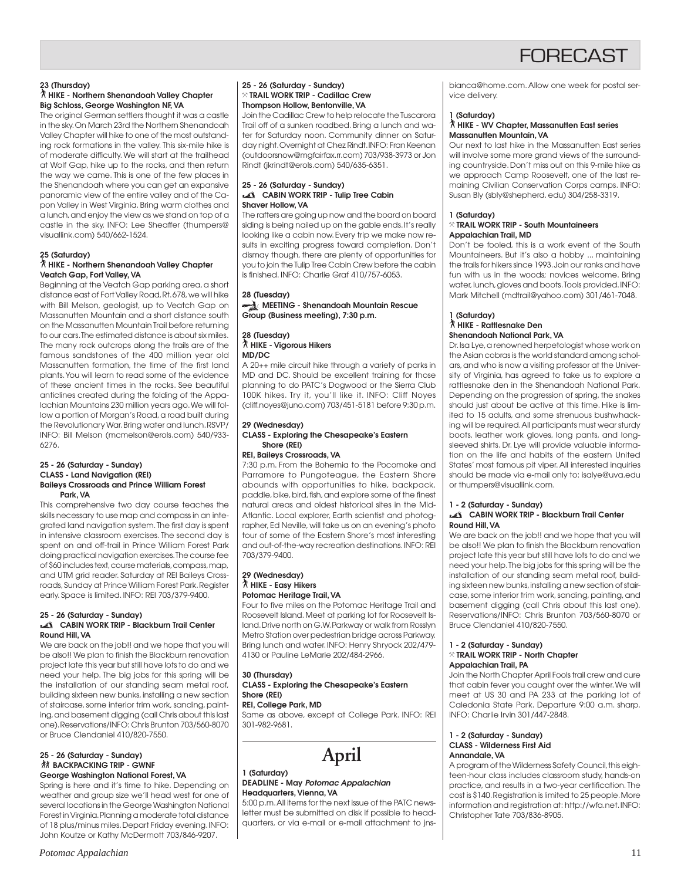# FORECAST

**23 (Thursday)**
**HIKE - Northern Shenandoah Valley Chapter**
**Big Schloss, George Washington NF, VA**

The original German settlers thought it was a castle in the sky. On March 23rd the Northern Shenandoah Valley Chapter will hike to one of the most outstanding rock formations in the valley. This six-mile hike is of moderate difficulty. We will start at the trailhead at Wolf Gap, hike up to the rocks, and then return the way we came. This is one of the few places in the Shenandoah where you can get an expansive panoramic view of the entire valley and of the Capon Valley in West Virginia. Bring warm clothes and a lunch, and enjoy the view as we stand on top of a castle in the sky. INFO: Lee Sheaffer (thumpers@visuallink.com) 540/662-1524.

**25 (Saturday)**
**HIKE - Northern Shenandoah Valley Chapter**
**Veatch Gap, Fort Valley, VA**

Beginning at the Veatch Gap parking area, a short distance east of Fort Valley Road, Rt. 678, we will hike with Bill Melson, geologist, up to Veatch Gap on Massanutten Mountain and a short distance south on the Massanutten Mountain Trail before returning to our cars. The estimated distance is about six miles. The many rock outcrops along the trails are of the famous sandstones of the 400 million year old Massanutten formation, the time of the first land plants. You will learn to read some of the evidence of these ancient times in the rocks. See beautiful anticlines created during the folding of the Appalachian Mountains 230 million years ago. We will follow a portion of Morgan's Road, a road built during the Revolutionary War. Bring water and lunch. RSVP/INFO: Bill Melson (mcmelson@erols.com) 540/933-6276.

**25 - 26 (Saturday - Sunday)**
**CLASS - Land Navigation (REI)**
**Baileys Crossroads and Prince William Forest Park, VA**

This comprehensive two day course teaches the skills necessary to use map and compass in an integrated land navigation system. The first day is spent in intensive classroom exercises. The second day is spent on and off-trail in Prince William Forest Park doing practical navigation exercises. The course fee of $60 includes text, course materials, compass, map, and UTM grid reader. Saturday at REI Baileys Crossroads, Sunday at Prince William Forest Park. Register early. Space is limited. INFO: REI 703/379-9400.

**25 - 26 (Saturday - Sunday)**
**CABIN WORK TRIP - Blackburn Trail Center**
**Round Hill, VA**

We are back on the job!! and we hope that you will be also!! We plan to finish the Blackburn renovation project late this year but still have lots to do and we need your help. The big jobs for this spring will be the installation of our standing seam metal roof, building sixteen new bunks, installing a new section of staircase, some interior trim work, sanding, painting, and basement digging (call Chris about this last one). Reservations/INFO: Chris Brunton 703/560-8070 or Bruce Clendaniel 410/820-7550.

**25 - 26 (Saturday - Sunday)**
**BACKPACKING TRIP - GWNF**
**George Washington National Forest, VA**

Spring is here and it's time to hike. Depending on weather and group size we'll head west for one of several locations in the George Washington National Forest in Virginia. Planning a moderate total distance of 18 plus/minus miles. Depart Friday evening. INFO: John Koutze or Kathy McDermott 703/846-9207.

**25 - 26 (Saturday - Sunday)**
**TRAIL WORK TRIP - Cadillac Crew**
**Thompson Hollow, Bentonville, VA**

Join the Cadillac Crew to help relocate the Tuscarora Trail off of a sunken roadbed. Bring a lunch and water for Saturday noon. Community dinner on Saturday night. Overnight at Chez Rindt. INFO: Fran Keenan (outdoorsnow@mgfairfax.rr.com) 703/938-3973 or Jon Rindt (jkrindt@erols.com) 540/635-6351.

**25 - 26 (Saturday - Sunday)**
**CABIN WORK TRIP - Tulip Tree Cabin**
**Shaver Hollow, VA**

The rafters are going up now and the board on board siding is being nailed up on the gable ends. It's really looking like a cabin now. Every trip we make now results in exciting progress toward completion. Don't dismay though, there are plenty of opportunities for you to join the Tulip Tree Cabin Crew before the cabin is finished. INFO: Charlie Graf 410/757-6053.

**28 (Tuesday)**
**MEETING - Shenandoah Mountain Rescue Group (Business meeting), 7:30 p.m.**

**28 (Tuesday)**
**HIKE - Vigorous Hikers**
**MD/DC**

A 20++ mile circuit hike through a variety of parks in MD and DC. Should be excellent training for those planning to do PATC's Dogwood or the Sierra Club 100K hikes. Try it, you'll like it. INFO: Cliff Noyes (cliff.noyes@juno.com) 703/451-5181 before 9:30 p.m.

**29 (Wednesday)**
**CLASS - Exploring the Chesapeake's Eastern Shore (REI)**
**REI, Baileys Crossroads, VA**

7:30 p.m. From the Bohemia to the Pocomoke and Parramore to Pungoteague, the Eastern Shore abounds with opportunities to hike, backpack, paddle, bike, bird, fish, and explore some of the finest natural areas and oldest historical sites in the Mid-Atlantic. Local explorer, Earth scientist and photographer, Ed Neville, will take us on an evening's photo tour of some of the Eastern Shore's most interesting and out-of-the-way recreation destinations. INFO: REI 703/379-9400.

**29 (Wednesday)**
**HIKE - Easy Hikers**
**Potomac Heritage Trail, VA**

Four to five miles on the Potomac Heritage Trail and Roosevelt Island. Meet at parking lot for Roosevelt Island. Drive north on G.W. Parkway or walk from Rosslyn Metro Station over pedestrian bridge across Parkway. Bring lunch and water. INFO: Henry Shryock 202/479-4130 or Pauline LeMarie 202/484-2966.

**30 (Thursday)**
**CLASS - Exploring the Chesapeake's Eastern Shore (REI)**
**REI, College Park, MD**

Same as above, except at College Park. INFO: REI 301-982-9681.

## April

**1 (Saturday)**
**DEADLINE - May *Potomac Appalachian***
**Headquarters, Vienna, VA**

5:00 p.m. All items for the next issue of the PATC newsletter must be submitted on disk if possible to headquarters, or via e-mail or e-mail attachment to jnsbianca@home.com. Allow one week for postal service delivery.

**1 (Saturday)**
**HIKE - WV Chapter, Massanutten East series**
**Massanutten Mountain, VA**

Our next to last hike in the Massanutten East series will involve some more grand views of the surrounding countryside. Don't miss out on this 9-mile hike as we approach Camp Roosevelt, one of the last remaining Civilian Conservation Corps camps. INFO: Susan Bly (sbly@shepherd. edu) 304/258-3319.

**1 (Saturday)**
**TRAIL WORK TRIP - South Mountaineers**
**Appalachian Trail, MD**

Don't be fooled, this is a work event of the South Mountaineers. But it's also a hobby ... maintaining the trails for hikers since 1993. Join our ranks and have fun with us in the woods; novices welcome. Bring water, lunch, gloves and boots. Tools provided. INFO: Mark Mitchell (mdtrail@yahoo.com) 301/461-7048.

**1 (Saturday)**
**HIKE - Rattlesnake Den**
**Shenandoah National Park, VA**

Dr. Isa Lye, a renowned herpetologist whose work on the Asian cobras is the world standard among scholars, and who is now a visiting professor at the University of Virginia, has agreed to take us to explore a rattlesnake den in the Shenandoah National Park. Depending on the progression of spring, the snakes should just about be active at this time. Hike is limited to 15 adults, and some strenuous bushwhacking will be required. All participants must wear sturdy boots, leather work gloves, long pants, and long-sleeved shirts. Dr. Lye will provide valuable information on the life and habits of the eastern United States' most famous pit viper. All interested inquiries should be made via e-mail only to: isalye@uva.edu or thumpers@visuallink.com.

**1 - 2 (Saturday - Sunday)**
**CABIN WORK TRIP - Blackburn Trail Center**
**Round Hill, VA**

We are back on the job!! and we hope that you will be also!! We plan to finish the Blackburn renovation project late this year but still have lots to do and we need your help. The big jobs for this spring will be the installation of our standing seam metal roof, building sixteen new bunks, installing a new section of staircase, some interior trim work, sanding, painting, and basement digging (call Chris about this last one). Reservations/INFO: Chris Brunton 703/560-8070 or Bruce Clendaniel 410/820-7550.

**1 - 2 (Saturday - Sunday)**
**TRAIL WORK TRIP - North Chapter**
**Appalachian Trail, PA**

Join the North Chapter April Fools trail crew and cure that cabin fever you caught over the winter. We will meet at US 30 and PA 233 at the parking lot of Caledonia State Park. Departure 9:00 a.m. sharp. INFO: Charlie Irvin 301/447-2848.

**1 - 2 (Saturday - Sunday)**
**CLASS - Wilderness First Aid**
**Annandale, VA**

A program of the Wilderness Safety Council, this eighteen-hour class includes classroom study, hands-on practice, and results in a two-year certification. The cost is $140. Registration is limited to 25 people. More information and registration at: http://wfa.net. INFO: Christopher Tate 703/836-8905.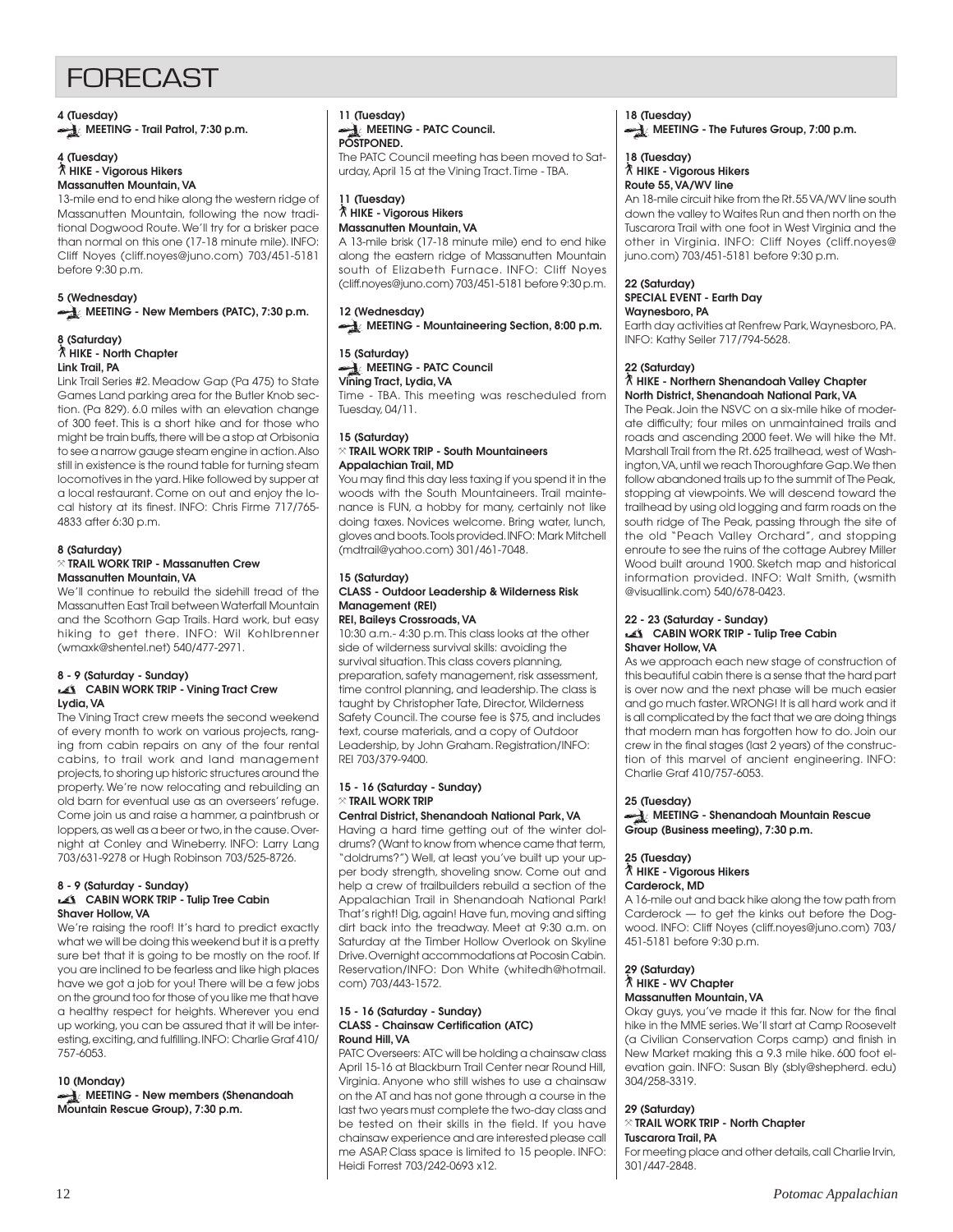# FORECAST

**4 (Tuesday)**
**MEETING - Trail Patrol, 7:30 p.m.**

**4 (Tuesday)**
**HIKE - Vigorous Hikers**
**Massanutten Mountain, VA**

13-mile end to end hike along the western ridge of Massanutten Mountain, following the now traditional Dogwood Route. We'll try for a brisker pace than normal on this one (17-18 minute mile). INFO: Cliff Noyes (cliff.noyes@juno.com) 703/451-5181 before 9:30 p.m.

**5 (Wednesday)**
**MEETING - New Members (PATC), 7:30 p.m.**

**8 (Saturday)**
**HIKE - North Chapter**
**Link Trail, PA**

Link Trail Series #2. Meadow Gap (Pa 475) to State Games Land parking area for the Butler Knob section. (Pa 829). 6.0 miles with an elevation change of 300 feet. This is a short hike and for those who might be train buffs, there will be a stop at Orbisonia to see a narrow gauge steam engine in action. Also still in existence is the round table for turning steam locomotives in the yard. Hike followed by supper at a local restaurant. Come on out and enjoy the local history at its finest. INFO: Chris Firme 717/765-4833 after 6:30 p.m.

**8 (Saturday)**
**TRAIL WORK TRIP - Massanutten Crew**
**Massanutten Mountain, VA**

We'll continue to rebuild the sidehill tread of the Massanutten East Trail between Waterfall Mountain and the Scothorn Gap Trails. Hard work, but easy hiking to get there. INFO: Wil Kohlbrenner (wmaxk@shentel.net) 540/477-2971.

**8 - 9 (Saturday - Sunday)**
**CABIN WORK TRIP - Vining Tract Crew**
**Lydia, VA**

The Vining Tract crew meets the second weekend of every month to work on various projects, ranging from cabin repairs on any of the four rental cabins, to trail work and land management projects, to shoring up historic structures around the property. We're now relocating and rebuilding an old barn for eventual use as an overseers' refuge. Come join us and raise a hammer, a paintbrush or loppers, as well as a beer or two, in the cause. Overnight at Conley and Wineberry. INFO: Larry Lang 703/631-9278 or Hugh Robinson 703/525-8726.

**8 - 9 (Saturday - Sunday)**
**CABIN WORK TRIP - Tulip Tree Cabin**
**Shaver Hollow, VA**

We're raising the roof! It's hard to predict exactly what we will be doing this weekend but it is a pretty sure bet that it is going to be mostly on the roof. If you are inclined to be fearless and like high places have we got a job for you! There will be a few jobs on the ground too for those of you like me that have a healthy respect for heights. Wherever you end up working, you can be assured that it will be interesting, exciting, and fulfilling. INFO: Charlie Graf 410/757-6053.

**10 (Monday)**
**MEETING - New members (Shenandoah Mountain Rescue Group), 7:30 p.m.**

**11 (Tuesday)**
**MEETING - PATC Council.**
**POSTPONED.**

The PATC Council meeting has been moved to Saturday, April 15 at the Vining Tract. Time - TBA.

**11 (Tuesday)**
**HIKE - Vigorous Hikers**
**Massanutten Mountain, VA**

A 13-mile brisk (17-18 minute mile) end to end hike along the eastern ridge of Massanutten Mountain south of Elizabeth Furnace. INFO: Cliff Noyes (cliff.noyes@juno.com) 703/451-5181 before 9:30 p.m.

**12 (Wednesday)**
**MEETING - Mountaineering Section, 8:00 p.m.**

**15 (Saturday)**
**MEETING - PATC Council**
**Vining Tract, Lydia, VA**

Time - TBA. This meeting was rescheduled from Tuesday, 04/11.

**15 (Saturday)**
**TRAIL WORK TRIP - South Mountaineers**
**Appalachian Trail, MD**

You may find this day less taxing if you spend it in the woods with the South Mountaineers. Trail maintenance is FUN, a hobby for many, certainly not like doing taxes. Novices welcome. Bring water, lunch, gloves and boots. Tools provided. INFO: Mark Mitchell (mdtrail@yahoo.com) 301/461-7048.

**15 (Saturday)**
**CLASS - Outdoor Leadership & Wilderness Risk Management (REI)**
**REI, Baileys Crossroads, VA**

10:30 a.m.- 4:30 p.m. This class looks at the other side of wilderness survival skills: avoiding the survival situation. This class covers planning, preparation, safety management, risk assessment, time control planning, and leadership. The class is taught by Christopher Tate, Director, Wilderness Safety Council. The course fee is $75, and includes text, course materials, and a copy of Outdoor Leadership, by John Graham. Registration/INFO: REI 703/379-9400.

**15 - 16 (Saturday - Sunday)**
**TRAIL WORK TRIP**
**Central District, Shenandoah National Park, VA**

Having a hard time getting out of the winter doldrums? (Want to know from whence came that term, "doldrums?") Well, at least you've built up your upper body strength, shoveling snow. Come out and help a crew of trailbuilders rebuild a section of the Appalachian Trail in Shenandoah National Park! That's right! Dig, again! Have fun, moving and sifting dirt back into the treadway. Meet at 9:30 a.m. on Saturday at the Timber Hollow Overlook on Skyline Drive. Overnight accommodations at Pocosin Cabin. Reservation/INFO: Don White (whitedh@hotmail.com) 703/443-1572.

**15 - 16 (Saturday - Sunday)**
**CLASS - Chainsaw Certification (ATC)**
**Round Hill, VA**

PATC Overseers: ATC will be holding a chainsaw class April 15-16 at Blackburn Trail Center near Round Hill, Virginia. Anyone who still wishes to use a chainsaw on the AT and has not gone through a course in the last two years must complete the two-day class and be tested on their skills in the field. If you have chainsaw experience and are interested please call me ASAP. Class space is limited to 15 people. INFO: Heidi Forrest 703/242-0693 x12.

**18 (Tuesday)**
**MEETING - The Futures Group, 7:00 p.m.**

**18 (Tuesday)**
**HIKE - Vigorous Hikers**
**Route 55, VA/WV line**

An 18-mile circuit hike from the Rt. 55 VA/WV line south down the valley to Waites Run and then north on the Tuscarora Trail with one foot in West Virginia and the other in Virginia. INFO: Cliff Noyes (cliff.noyes@juno.com) 703/451-5181 before 9:30 p.m.

**22 (Saturday)**
**SPECIAL EVENT - Earth Day**
**Waynesboro, PA**

Earth day activities at Renfrew Park, Waynesboro, PA. INFO: Kathy Seiler 717/794-5628.

**22 (Saturday)**
**HIKE - Northern Shenandoah Valley Chapter**
**North District, Shenandoah National Park, VA**

The Peak. Join the NSVC on a six-mile hike of moderate difficulty; four miles on unmaintained trails and roads and ascending 2000 feet. We will hike the Mt. Marshall Trail from the Rt. 625 trailhead, west of Washington, VA, until we reach Thoroughfare Gap. We then follow abandoned trails up to the summit of The Peak, stopping at viewpoints. We will descend toward the trailhead by using old logging and farm roads on the south ridge of The Peak, passing through the site of the old "Peach Valley Orchard", and stopping enroute to see the ruins of the cottage Aubrey Miller Wood built around 1900. Sketch map and historical information provided. INFO: Walt Smith, (wsmith@visuallink.com) 540/678-0423.

**22 - 23 (Saturday - Sunday)**
**CABIN WORK TRIP - Tulip Tree Cabin**
**Shaver Hollow, VA**

As we approach each new stage of construction of this beautiful cabin there is a sense that the hard part is over now and the next phase will be much easier and go much faster. WRONG! It is all hard work and it is all complicated by the fact that we are doing things that modern man has forgotten how to do. Join our crew in the final stages (last 2 years) of the construction of this marvel of ancient engineering. INFO: Charlie Graf 410/757-6053.

**25 (Tuesday)**
**MEETING - Shenandoah Mountain Rescue Group (Business meeting), 7:30 p.m.**

**25 (Tuesday)**
**HIKE - Vigorous Hikers**
**Carderock, MD**

A 16-mile out and back hike along the tow path from Carderock — to get the kinks out before the Dogwood. INFO: Cliff Noyes (cliff.noyes@juno.com) 703/451-5181 before 9:30 p.m.

**29 (Saturday)**
**HIKE - WV Chapter**
**Massanutten Mountain, VA**

Okay guys, you've made it this far. Now for the final hike in the MME series. We'll start at Camp Roosevelt (a Civilian Conservation Corps camp) and finish in New Market making this a 9.3 mile hike. 600 foot elevation gain. INFO: Susan Bly (sbly@shepherd.edu) 304/258-3319.

**29 (Saturday)**
**TRAIL WORK TRIP - North Chapter**
**Tuscarora Trail, PA**

For meeting place and other details, call Charlie Irvin, 301/447-2848.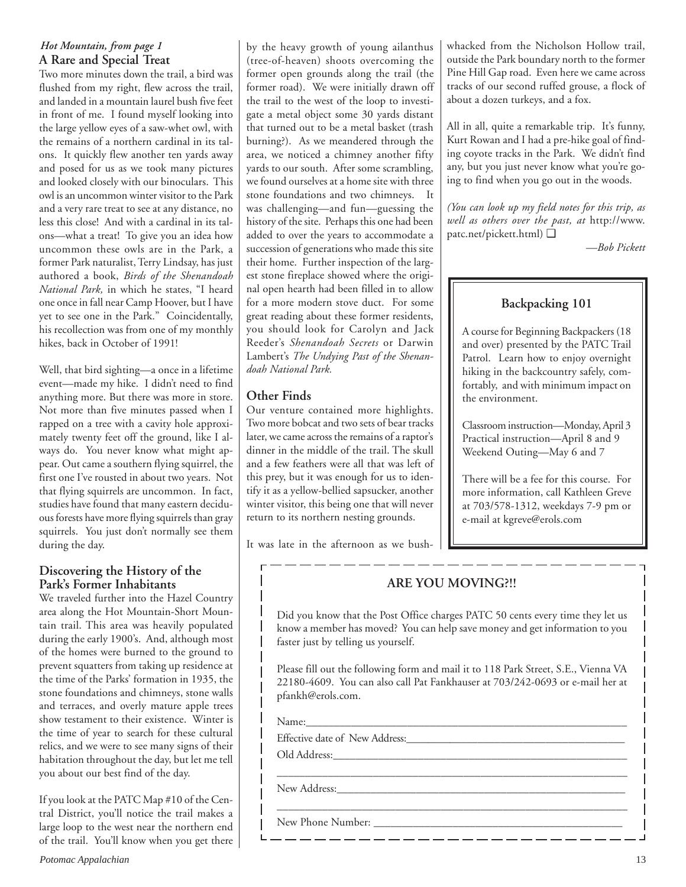*Hot Mountain, from page 1*

### A Rare and Special Treat

Two more minutes down the trail, a bird was flushed from my right, flew across the trail, and landed in a mountain laurel bush five feet in front of me. I found myself looking into the large yellow eyes of a saw-whet owl, with the remains of a northern cardinal in its talons. It quickly flew another ten yards away and posed for us as we took many pictures and looked closely with our binoculars. This owl is an uncommon winter visitor to the Park and a very rare treat to see at any distance, no less this close! And with a cardinal in its talons—what a treat! To give you an idea how uncommon these owls are in the Park, a former Park naturalist, Terry Lindsay, has just authored a book, *Birds of the Shenandoah National Park,* in which he states, "I heard one once in fall near Camp Hoover, but I have yet to see one in the Park." Coincidentally, his recollection was from one of my monthly hikes, back in October of 1991!

Well, that bird sighting—a once in a lifetime event—made my hike. I didn't need to find anything more. But there was more in store. Not more than five minutes passed when I rapped on a tree with a cavity hole approximately twenty feet off the ground, like I always do. You never know what might appear. Out came a southern flying squirrel, the first one I've rousted in about two years. Not that flying squirrels are uncommon. In fact, studies have found that many eastern deciduous forests have more flying squirrels than gray squirrels. You just don't normally see them during the day.

### Discovering the History of the Park's Former Inhabitants

We traveled further into the Hazel Country area along the Hot Mountain-Short Mountain trail. This area was heavily populated during the early 1900's. And, although most of the homes were burned to the ground to prevent squatters from taking up residence at the time of the Parks' formation in 1935, the stone foundations and chimneys, stone walls and terraces, and overly mature apple trees show testament to their existence. Winter is the time of year to search for these cultural relics, and we were to see many signs of their habitation throughout the day, but let me tell you about our best find of the day.

If you look at the PATC Map #10 of the Central District, you'll notice the trail makes a large loop to the west near the northern end of the trail. You'll know when you get there by the heavy growth of young ailanthus (tree-of-heaven) shoots overcoming the former open grounds along the trail (the former road). We were initially drawn off the trail to the west of the loop to investigate a metal object some 30 yards distant that turned out to be a metal basket (trash burning?). As we meandered through the area, we noticed a chimney another fifty yards to our south. After some scrambling, we found ourselves at a home site with three stone foundations and two chimneys. It was challenging—and fun—guessing the history of the site. Perhaps this one had been added to over the years to accommodate a succession of generations who made this site their home. Further inspection of the largest stone fireplace showed where the original open hearth had been filled in to allow for a more modern stove duct. For some great reading about these former residents, you should look for Carolyn and Jack Reeder's *Shenandoah Secrets* or Darwin Lambert's *The Undying Past of the Shenandoah National Park.*

### Other Finds

Our venture contained more highlights. Two more bobcat and two sets of bear tracks later, we came across the remains of a raptor's dinner in the middle of the trail. The skull and a few feathers were all that was left of this prey, but it was enough for us to identify it as a yellow-bellied sapsucker, another winter visitor, this being one that will never return to its northern nesting grounds.

It was late in the afternoon as we bushwhacked from the Nicholson Hollow trail, outside the Park boundary north to the former Pine Hill Gap road. Even here we came across tracks of our second ruffed grouse, a flock of about a dozen turkeys, and a fox.

All in all, quite a remarkable trip. It's funny, Kurt Rowan and I had a pre-hike goal of finding coyote tracks in the Park. We didn't find any, but you just never know what you're going to find when you go out in the woods.

*(You can look up my field notes for this trip, as well as others over the past, at* http://www.patc.net/pickett.html*)* ❑

*—Bob Pickett*

### Backpacking 101

A course for Beginning Backpackers (18 and over) presented by the PATC Trail Patrol. Learn how to enjoy overnight hiking in the backcountry safely, comfortably, and with minimum impact on the environment.

Classroom instruction—Monday, April 3
Practical instruction—April 8 and 9
Weekend Outing—May 6 and 7

There will be a fee for this course. For more information, call Kathleen Greve at 703/578-1312, weekdays 7-9 pm or e-mail at kgreve@erols.com

### ARE YOU MOVING?!!

Did you know that the Post Office charges PATC 50 cents every time they let us know a member has moved? You can help save money and get information to you faster just by telling us yourself.

Please fill out the following form and mail it to 118 Park Street, S.E., Vienna VA 22180-4609. You can also call Pat Fankhauser at 703/242-0693 or e-mail her at pfankh@erols.com.

Name:______________________________________________

Effective date of New Address:______________________________

Old Address:__________________________________________

___________________________________________________

New Address:_________________________________________

___________________________________________________

New Phone Number: ___________________________________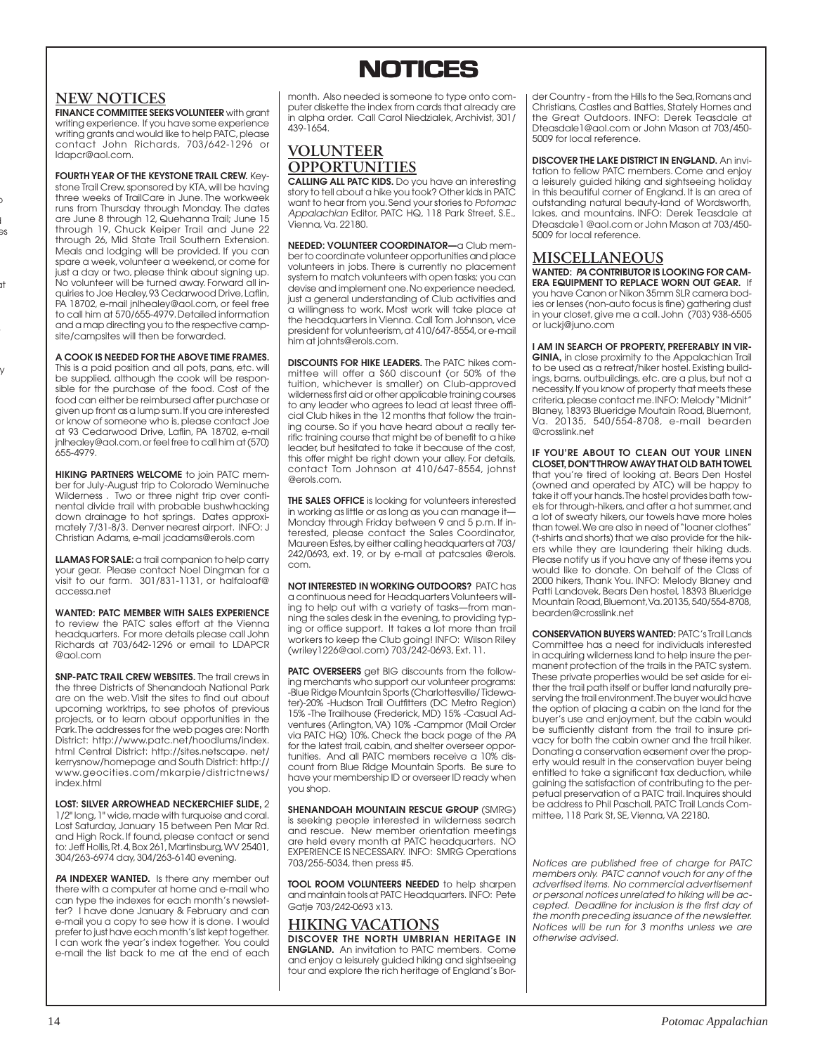# NOTICES

## NEW NOTICES

**FINANCE COMMITTEE SEEKS VOLUNTEER** with grant writing experience. If you have some experience writing grants and would like to help PATC, please contact John Richards, 703/642-1296 or ldapcr@aol.com.

**FOURTH YEAR OF THE KEYSTONE TRAIL CREW.** Keystone Trail Crew, sponsored by KTA, will be having three weeks of TrailCare in June. The workweek runs from Thursday through Monday. The dates are June 8 through 12, Quehanna Trail; June 15 through 19, Chuck Keiper Trail and June 22 through 26, Mid State Trail Southern Extension. Meals and lodging will be provided. If you can spare a week, volunteer a weekend, or come for just a day or two, please think about signing up. No volunteer will be turned away. Forward all inquiries to Joe Healey, 93 Cedarwood Drive, Laflin, PA 18702, e-mail jnlhealey@aol.com, or feel free to call him at 570/655-4979. Detailed information and a map directing you to the respective campsite/campsites will then be forwarded.

**A COOK IS NEEDED FOR THE ABOVE TIME FRAMES.** This is a paid position and all pots, pans, etc. will be supplied, although the cook will be responsible for the purchase of the food. Cost of the food can either be reimbursed after purchase or given up front as a lump sum. If you are interested or know of someone who is, please contact Joe at 93 Cedarwood Drive, Laflin, PA 18702, e-mail jnlhealey@aol.com, or feel free to call him at (570) 655-4979.

**HIKING PARTNERS WELCOME** to join PATC member for July-August trip to Colorado Weminuche Wilderness . Two or three night trip over continental divide trail with probable bushwhacking down drainage to hot springs. Dates approximately 7/31-8/3. Denver nearest airport. INFO: J Christian Adams, e-mail jcadams@erols.com

**LLAMAS FOR SALE:** a trail companion to help carry your gear. Please contact Noel Dingman for a visit to our farm. 301/831-1131, or halfaloaf@accessa.net

**WANTED: PATC MEMBER WITH SALES EXPERIENCE** to review the PATC sales effort at the Vienna headquarters. For more details please call John Richards at 703/642-1296 or email to LDAPCR@aol.com

**SNP-PATC TRAIL CREW WEBSITES.** The trail crews in the three Districts of Shenandoah National Park are on the web. Visit the sites to find out about upcoming worktrips, to see photos of previous projects, or to learn about opportunities in the Park. The addresses for the web pages are: North District: http://www.patc.net/hoodlums/index.html Central District: http://sites.netscape.net/kerrysnow/homepage and South District: http://www.geocities.com/mkarpie/districtnews/index.html

**LOST: SILVER ARROWHEAD NECKERCHIEF SLIDE,** 2 1/2" long, 1" wide, made with turquoise and coral. Lost Saturday, January 15 between Pen Mar Rd. and High Rock. If found, please contact or send to: Jeff Hollis, Rt. 4, Box 261, Martinsburg, WV 25401, 304/263-6974 day, 304/263-6140 evening.

***PA* INDEXER WANTED.** Is there any member out there with a computer at home and e-mail who can type the indexes for each month's newsletter? I have done January & February and can e-mail you a copy to see how it is done. I would prefer to just have each month's list kept together. I can work the year's index together. You could e-mail the list back to me at the end of each month. Also needed is someone to type onto computer diskette the index from cards that already are in alpha order. Call Carol Niedzialek, Archivist, 301/439-1654.

## VOLUNTEER OPPORTUNITIES

**CALLING ALL PATC KIDS.** Do you have an interesting story to tell about a hike you took? Other kids in PATC want to hear from you. Send your stories to *Potomac Appalachian* Editor, PATC HQ, 118 Park Street, S.E., Vienna, Va. 22180.

**NEEDED: VOLUNTEER COORDINATOR—**a Club member to coordinate volunteer opportunities and place volunteers in jobs. There is currently no placement system to match volunteers with open tasks; you can devise and implement one. No experience needed, just a general understanding of Club activities and a willingness to work. Most work will take place at the headquarters in Vienna. Call Tom Johnson, vice president for volunteerism, at 410/647-8554, or e-mail him at johnts@erols.com.

**DISCOUNTS FOR HIKE LEADERS.** The PATC hikes committee will offer a $60 discount (or 50% of the tuition, whichever is smaller) on Club-approved wilderness first aid or other applicable training courses to any leader who agrees to lead at least three official Club hikes in the 12 months that follow the training course. So if you have heard about a really terrific training course that might be of benefit to a hike leader, but hesitated to take it because of the cost, this offer might be right down your alley. For details, contact Tom Johnson at 410/647-8554, johnst@erols.com.

**THE SALES OFFICE** is looking for volunteers interested in working as little or as long as you can manage it—Monday through Friday between 9 and 5 p.m. If interested, please contact the Sales Coordinator, Maureen Estes, by either calling headquarters at 703/242/0693, ext. 19, or by e-mail at patcsales @erols.com.

**NOT INTERESTED IN WORKING OUTDOORS?** PATC has a continuous need for Headquarters Volunteers willing to help out with a variety of tasks—from manning the sales desk in the evening, to providing typing or office support. It takes a lot more than trail workers to keep the Club going! INFO: Wilson Riley (wriley1226@aol.com) 703/242-0693, Ext. 11.

**PATC OVERSEERS** get BIG discounts from the following merchants who support our volunteer programs: -Blue Ridge Mountain Sports (Charlottesville/Tidewater)-20% -Hudson Trail Outfitters (DC Metro Region) 15% -The Trailhouse (Frederick, MD) 15% -Casual Adventures (Arlington, VA) 10% -Campmor (Mail Order via PATC HQ) 10%. Check the back page of the *PA* for the latest trail, cabin, and shelter overseer opportunities. And all PATC members receive a 10% discount from Blue Ridge Mountain Sports. Be sure to have your membership ID or overseer ID ready when you shop.

**SHENANDOAH MOUNTAIN RESCUE GROUP** (SMRG) is seeking people interested in wilderness search and rescue. New member orientation meetings are held every month at PATC headquarters. NO EXPERIENCE IS NECESSARY. INFO: SMRG Operations 703/255-5034, then press #5.

**TOOL ROOM VOLUNTEERS NEEDED** to help sharpen and maintain tools at PATC Headquarters. INFO: Pete Gatje 703/242-0693 x13.

## HIKING VACATIONS

**DISCOVER THE NORTH UMBRIAN HERITAGE IN ENGLAND.** An invitation to PATC members. Come and enjoy a leisurely guided hiking and sightseeing tour and explore the rich heritage of England's Border Country - from the Hills to the Sea, Romans and Christians, Castles and Battles, Stately Homes and the Great Outdoors. INFO: Derek Teasdale at Dteasdale1@aol.com or John Mason at 703/450-5009 for local reference.

**DISCOVER THE LAKE DISTRICT IN ENGLAND.** An invitation to fellow PATC members. Come and enjoy a leisurely guided hiking and sightseeing holiday in this beautiful corner of England. It is an area of outstanding natural beauty-land of Wordsworth, lakes, and mountains. INFO: Derek Teasdale at Dteasdale1 @aol.com or John Mason at 703/450-5009 for local reference.

## MISCELLANEOUS

**WANTED: *PA* CONTRIBUTOR IS LOOKING FOR CAMERA EQUIPMENT TO REPLACE WORN OUT GEAR.** If you have Canon or Nikon 35mm SLR camera bodies or lenses (non-auto focus is fine) gathering dust in your closet, give me a call. John (703) 938-6505 or luckj@juno.com

**I AM IN SEARCH OF PROPERTY, PREFERABLY IN VIRGINIA,** in close proximity to the Appalachian Trail to be used as a retreat/hiker hostel. Existing buildings, barns, outbuildings, etc. are a plus, but not a necessity. If you know of property that meets these criteria, please contact me. INFO: Melody "Midnit" Blaney, 18393 Blueridge Moutain Road, Bluemont, Va. 20135, 540/554-8708, e-mail bearden @crosslink.net

**IF YOU'RE ABOUT TO CLEAN OUT YOUR LINEN CLOSET, DON'T THROW AWAY THAT OLD BATH TOWEL** that you're tired of looking at. Bears Den Hostel (owned and operated by ATC) will be happy to take it off your hands. The hostel provides bath towels for through-hikers, and after a hot summer, and a lot of sweaty hikers, our towels have more holes than towel. We are also in need of "loaner clothes" (t-shirts and shorts) that we also provide for the hikers while they are laundering their hiking duds. Please notify us if you have any of these items you would like to donate. On behalf of the Class of 2000 hikers, Thank You. INFO: Melody Blaney and Patti Landovek, Bears Den hostel, 18393 Blueridge Mountain Road, Bluemont, Va. 20135, 540/554-8708, bearden@crosslink.net

**CONSERVATION BUYERS WANTED:** PATC's Trail Lands Committee has a need for individuals interested in acquiring wilderness land to help insure the permanent protection of the trails in the PATC system. These private properties would be set aside for either the trail path itself or buffer land naturally preserving the trail environment. The buyer would have the option of placing a cabin on the land for the buyer's use and enjoyment, but the cabin would be sufficiently distant from the trail to insure privacy for both the cabin owner and the trail hiker. Donating a conservation easement over the property would result in the conservation buyer being entitled to take a significant tax deduction, while gaining the satisfaction of contributing to the perpetual preservation of a PATC trail. Inquires should be address to Phil Paschall, PATC Trail Lands Committee, 118 Park St, SE, Vienna, VA 22180.

*Notices are published free of charge for PATC members only. PATC cannot vouch for any of the advertised items. No commercial advertisement or personal notices unrelated to hiking will be accepted. Deadline for inclusion is the first day of the month preceding issuance of the newsletter. Notices will be run for 3 months unless we are otherwise advised.*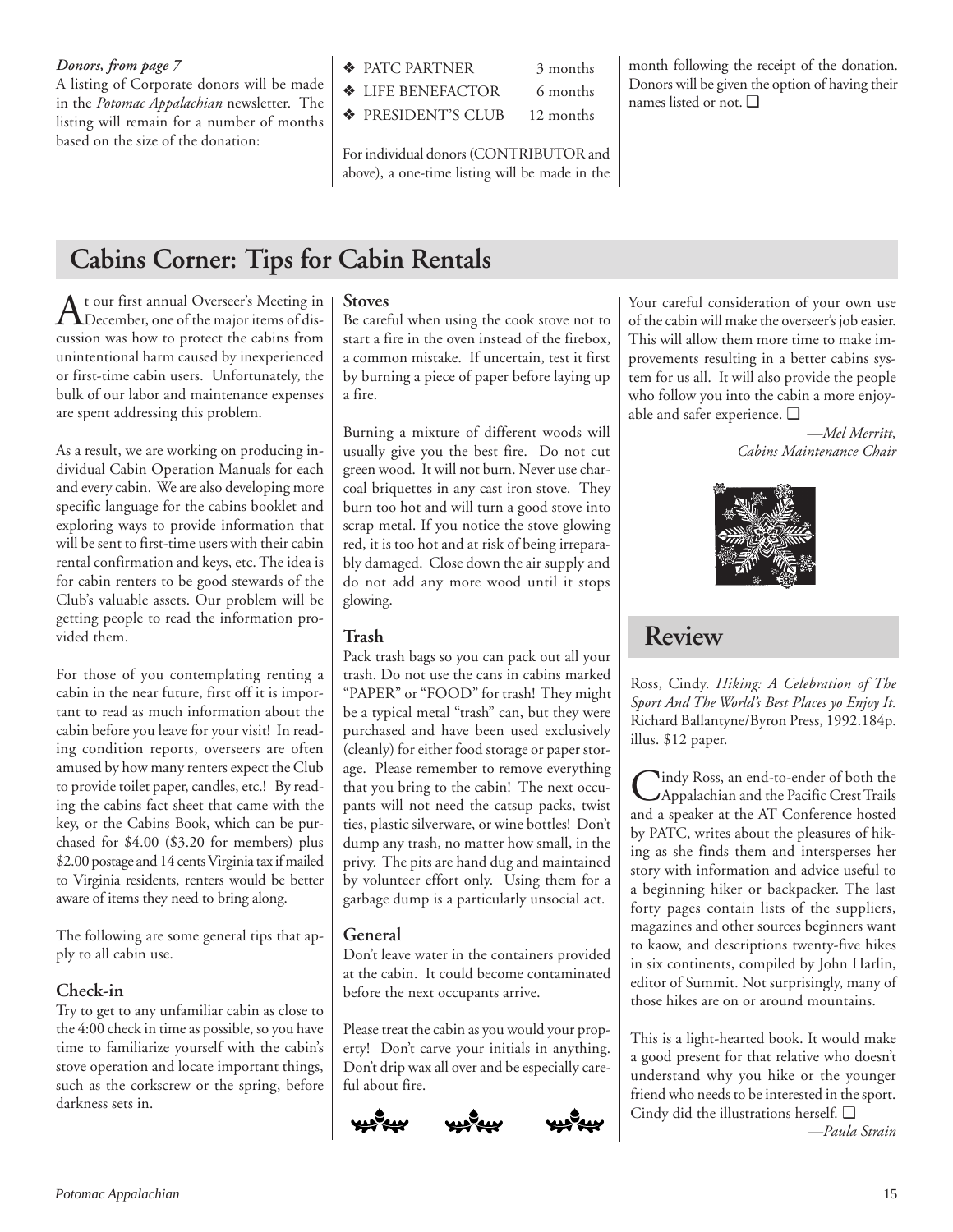*Donors, from page 7*

A listing of Corporate donors will be made in the *Potomac Appalachian* newsletter. The listing will remain for a number of months based on the size of the donation:

- ❖ PATC PARTNER 3 months
- ❖ LIFE BENEFACTOR 6 months
- ❖ PRESIDENT'S CLUB 12 months

For individual donors (CONTRIBUTOR and above), a one-time listing will be made in the month following the receipt of the donation. Donors will be given the option of having their names listed or not. ❑

## Cabins Corner: Tips for Cabin Rentals

At our first annual Overseer's Meeting in December, one of the major items of discussion was how to protect the cabins from unintentional harm caused by inexperienced or first-time cabin users. Unfortunately, the bulk of our labor and maintenance expenses are spent addressing this problem.

As a result, we are working on producing individual Cabin Operation Manuals for each and every cabin. We are also developing more specific language for the cabins booklet and exploring ways to provide information that will be sent to first-time users with their cabin rental confirmation and keys, etc. The idea is for cabin renters to be good stewards of the Club's valuable assets. Our problem will be getting people to read the information provided them.

For those of you contemplating renting a cabin in the near future, first off it is important to read as much information about the cabin before you leave for your visit! In reading condition reports, overseers are often amused by how many renters expect the Club to provide toilet paper, candles, etc.! By reading the cabins fact sheet that came with the key, or the Cabins Book, which can be purchased for $4.00 ($3.20 for members) plus $2.00 postage and 14 cents Virginia tax if mailed to Virginia residents, renters would be better aware of items they need to bring along.

The following are some general tips that apply to all cabin use.

### Check-in

Try to get to any unfamiliar cabin as close to the 4:00 check in time as possible, so you have time to familiarize yourself with the cabin's stove operation and locate important things, such as the corkscrew or the spring, before darkness sets in.

### Stoves

Be careful when using the cook stove not to start a fire in the oven instead of the firebox, a common mistake. If uncertain, test it first by burning a piece of paper before laying up a fire.

Burning a mixture of different woods will usually give you the best fire. Do not cut green wood. It will not burn. Never use charcoal briquettes in any cast iron stove. They burn too hot and will turn a good stove into scrap metal. If you notice the stove glowing red, it is too hot and at risk of being irreparably damaged. Close down the air supply and do not add any more wood until it stops glowing.

### Trash

Pack trash bags so you can pack out all your trash. Do not use the cans in cabins marked "PAPER" or "FOOD" for trash! They might be a typical metal "trash" can, but they were purchased and have been used exclusively (cleanly) for either food storage or paper storage. Please remember to remove everything that you bring to the cabin! The next occupants will not need the catsup packs, twist ties, plastic silverware, or wine bottles! Don't dump any trash, no matter how small, in the privy. The pits are hand dug and maintained by volunteer effort only. Using them for a garbage dump is a particularly unsocial act.

### General

Don't leave water in the containers provided at the cabin. It could become contaminated before the next occupants arrive.

Please treat the cabin as you would your property! Don't carve your initials in anything. Don't drip wax all over and be especially careful about fire.

Your careful consideration of your own use of the cabin will make the overseer's job easier. This will allow them more time to make improvements resulting in a better cabins system for us all. It will also provide the people who follow you into the cabin a more enjoyable and safer experience. ❑

*—Mel Merritt,*
*Cabins Maintenance Chair*

## Review

Ross, Cindy. *Hiking: A Celebration of The Sport And The World's Best Places yo Enjoy It.* Richard Ballantyne/Byron Press, 1992.184p. illus. $12 paper.

Cindy Ross, an end-to-ender of both the Appalachian and the Pacific Crest Trails and a speaker at the AT Conference hosted by PATC, writes about the pleasures of hiking as she finds them and intersperses her story with information and advice useful to a beginning hiker or backpacker. The last forty pages contain lists of the suppliers, magazines and other sources beginners want to kaow, and descriptions twenty-five hikes in six continents, compiled by John Harlin, editor of Summit. Not surprisingly, many of those hikes are on or around mountains.

This is a light-hearted book. It would make a good present for that relative who doesn't understand why you hike or the younger friend who needs to be interested in the sport. Cindy did the illustrations herself. ❑

*—Paula Strain*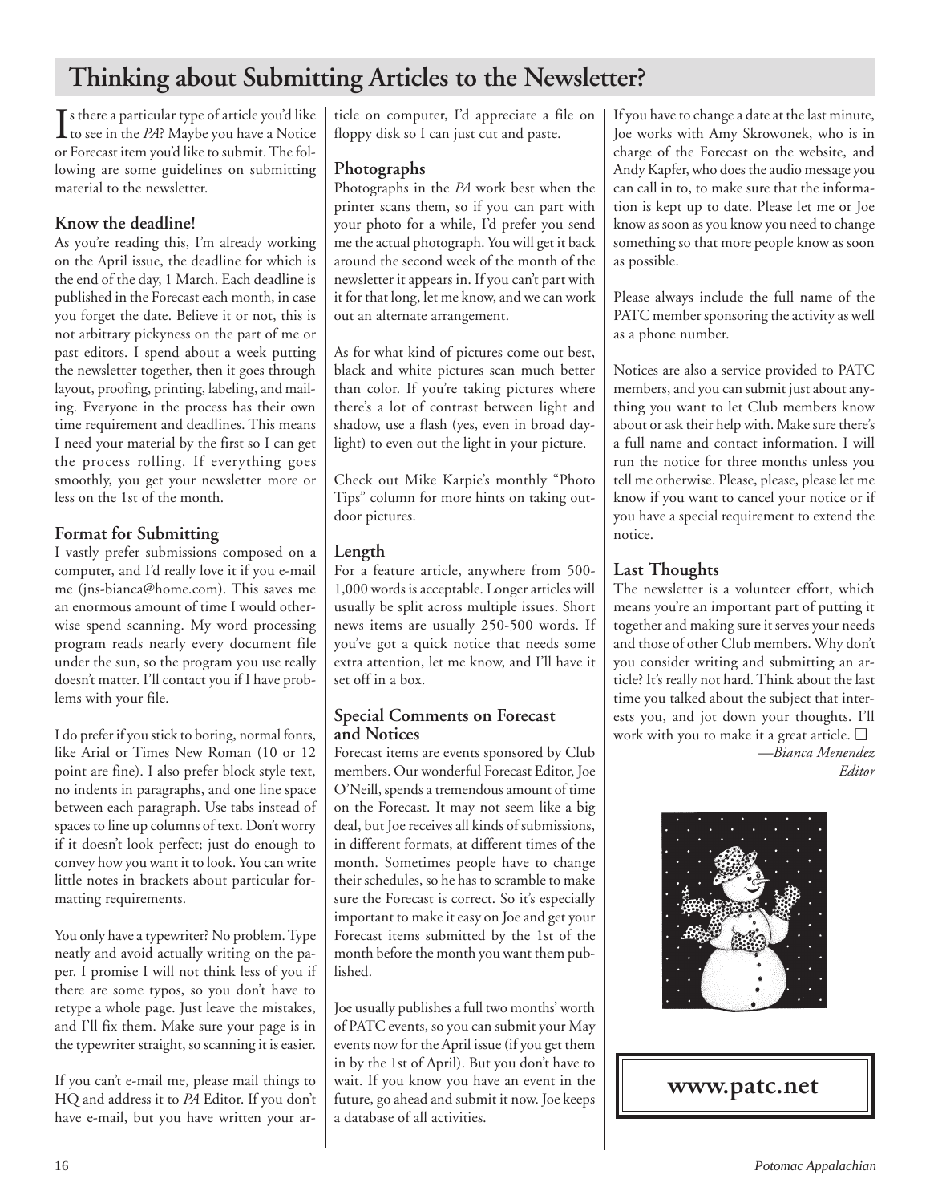# Thinking about Submitting Articles to the Newsletter?

Is there a particular type of article you'd like to see in the *PA*? Maybe you have a Notice or Forecast item you'd like to submit. The following are some guidelines on submitting material to the newsletter.

### Know the deadline!

As you're reading this, I'm already working on the April issue, the deadline for which is the end of the day, 1 March. Each deadline is published in the Forecast each month, in case you forget the date. Believe it or not, this is not arbitrary pickyness on the part of me or past editors. I spend about a week putting the newsletter together, then it goes through layout, proofing, printing, labeling, and mailing. Everyone in the process has their own time requirement and deadlines. This means I need your material by the first so I can get the process rolling. If everything goes smoothly, you get your newsletter more or less on the 1st of the month.

### Format for Submitting

I vastly prefer submissions composed on a computer, and I'd really love it if you e-mail me (jns-bianca@home.com). This saves me an enormous amount of time I would otherwise spend scanning. My word processing program reads nearly every document file under the sun, so the program you use really doesn't matter. I'll contact you if I have problems with your file.

I do prefer if you stick to boring, normal fonts, like Arial or Times New Roman (10 or 12 point are fine). I also prefer block style text, no indents in paragraphs, and one line space between each paragraph. Use tabs instead of spaces to line up columns of text. Don't worry if it doesn't look perfect; just do enough to convey how you want it to look. You can write little notes in brackets about particular formatting requirements.

You only have a typewriter? No problem. Type neatly and avoid actually writing on the paper. I promise I will not think less of you if there are some typos, so you don't have to retype a whole page. Just leave the mistakes, and I'll fix them. Make sure your page is in the typewriter straight, so scanning it is easier.

If you can't e-mail me, please mail things to HQ and address it to *PA* Editor. If you don't have e-mail, but you have written your article on computer, I'd appreciate a file on floppy disk so I can just cut and paste.

### Photographs

Photographs in the *PA* work best when the printer scans them, so if you can part with your photo for a while, I'd prefer you send me the actual photograph. You will get it back around the second week of the month of the newsletter it appears in. If you can't part with it for that long, let me know, and we can work out an alternate arrangement.

As for what kind of pictures come out best, black and white pictures scan much better than color. If you're taking pictures where there's a lot of contrast between light and shadow, use a flash (yes, even in broad daylight) to even out the light in your picture.

Check out Mike Karpie's monthly "Photo Tips" column for more hints on taking outdoor pictures.

### Length

For a feature article, anywhere from 500-1,000 words is acceptable. Longer articles will usually be split across multiple issues. Short news items are usually 250-500 words. If you've got a quick notice that needs some extra attention, let me know, and I'll have it set off in a box.

### Special Comments on Forecast and Notices

Forecast items are events sponsored by Club members. Our wonderful Forecast Editor, Joe O'Neill, spends a tremendous amount of time on the Forecast. It may not seem like a big deal, but Joe receives all kinds of submissions, in different formats, at different times of the month. Sometimes people have to change their schedules, so he has to scramble to make sure the Forecast is correct. So it's especially important to make it easy on Joe and get your Forecast items submitted by the 1st of the month before the month you want them published.

Joe usually publishes a full two months' worth of PATC events, so you can submit your May events now for the April issue (if you get them in by the 1st of April). But you don't have to wait. If you know you have an event in the future, go ahead and submit it now. Joe keeps a database of all activities.

If you have to change a date at the last minute, Joe works with Amy Skrowonek, who is in charge of the Forecast on the website, and Andy Kapfer, who does the audio message you can call in to, to make sure that the information is kept up to date. Please let me or Joe know as soon as you know you need to change something so that more people know as soon as possible.

Please always include the full name of the PATC member sponsoring the activity as well as a phone number.

Notices are also a service provided to PATC members, and you can submit just about anything you want to let Club members know about or ask their help with. Make sure there's a full name and contact information. I will run the notice for three months unless you tell me otherwise. Please, please, please let me know if you want to cancel your notice or if you have a special requirement to extend the notice.

### Last Thoughts

The newsletter is a volunteer effort, which means you're an important part of putting it together and making sure it serves your needs and those of other Club members. Why don't you consider writing and submitting an article? It's really not hard. Think about the last time you talked about the subject that interests you, and jot down your thoughts. I'll work with you to make it a great article. ❑

*—Bianca Menendez*
*Editor*

**www.patc.net**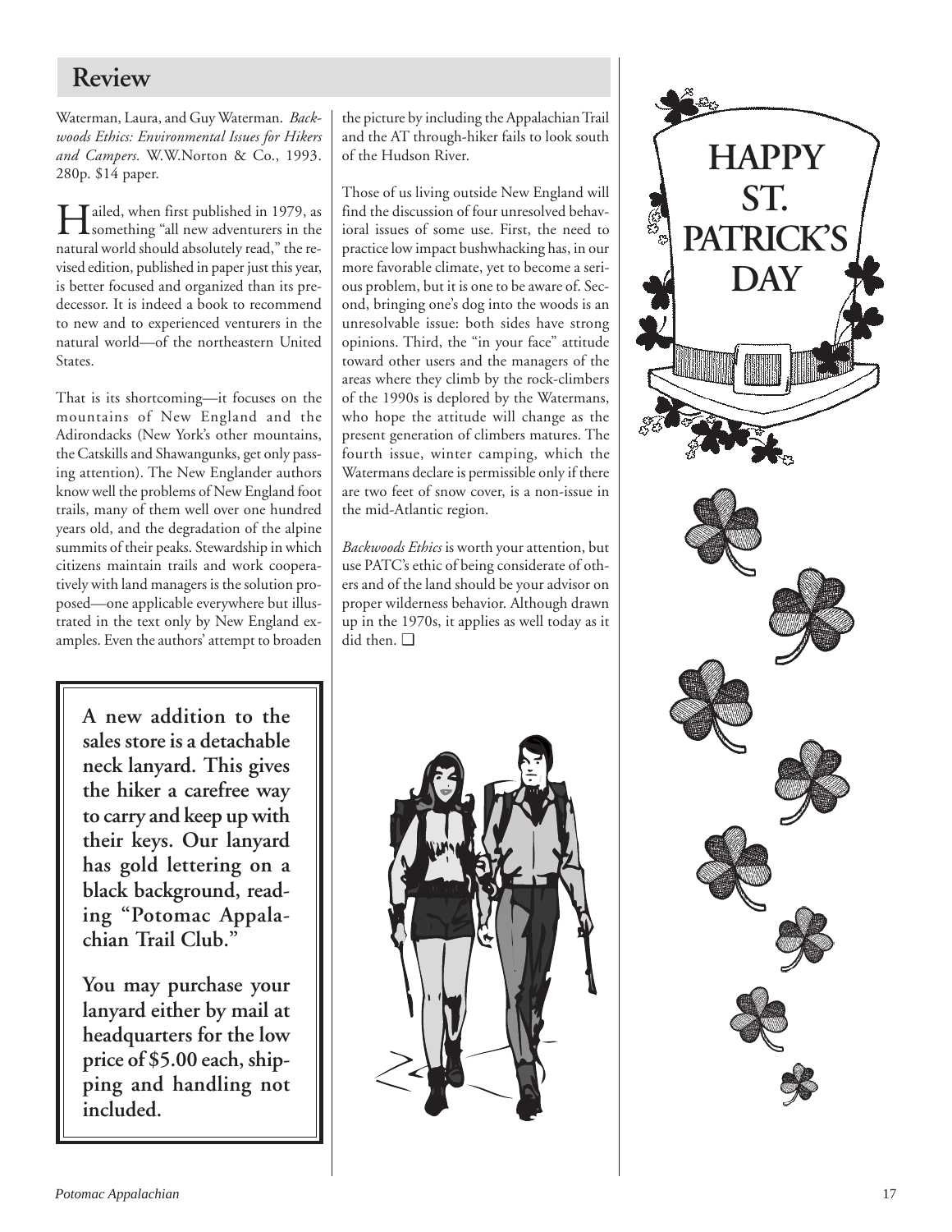## Review

Waterman, Laura, and Guy Waterman. *Backwoods Ethics: Environmental Issues for Hikers and Campers.* W.W.Norton & Co., 1993. 280p. $14 paper.

Hailed, when first published in 1979, as something "all new adventurers in the natural world should absolutely read," the revised edition, published in paper just this year, is better focused and organized than its predecessor. It is indeed a book to recommend to new and to experienced venturers in the natural world—of the northeastern United States.

That is its shortcoming—it focuses on the mountains of New England and the Adirondacks (New York's other mountains, the Catskills and Shawangunks, get only passing attention). The New Englander authors know well the problems of New England foot trails, many of them well over one hundred years old, and the degradation of the alpine summits of their peaks. Stewardship in which citizens maintain trails and work cooperatively with land managers is the solution proposed—one applicable everywhere but illustrated in the text only by New England examples. Even the authors' attempt to broaden the picture by including the Appalachian Trail and the AT through-hiker fails to look south of the Hudson River.

Those of us living outside New England will find the discussion of four unresolved behavioral issues of some use. First, the need to practice low impact bushwhacking has, in our more favorable climate, yet to become a serious problem, but it is one to be aware of. Second, bringing one's dog into the woods is an unresolvable issue: both sides have strong opinions. Third, the "in your face" attitude toward other users and the managers of the areas where they climb by the rock-climbers of the 1990s is deplored by the Watermans, who hope the attitude will change as the present generation of climbers matures. The fourth issue, winter camping, which the Watermans declare is permissible only if there are two feet of snow cover, is a non-issue in the mid-Atlantic region.

*Backwoods Ethics* is worth your attention, but use PATC's ethic of being considerate of others and of the land should be your advisor on proper wilderness behavior. Although drawn up in the 1970s, it applies as well today as it did then. ❑

**A new addition to the sales store is a detachable neck lanyard. This gives the hiker a carefree way to carry and keep up with their keys. Our lanyard has gold lettering on a black background, reading "Potomac Appalachian Trail Club."**

**You may purchase your lanyard either by mail at headquarters for the low price of $5.00 each, shipping and handling not included.**

**HAPPY ST. PATRICK'S DAY**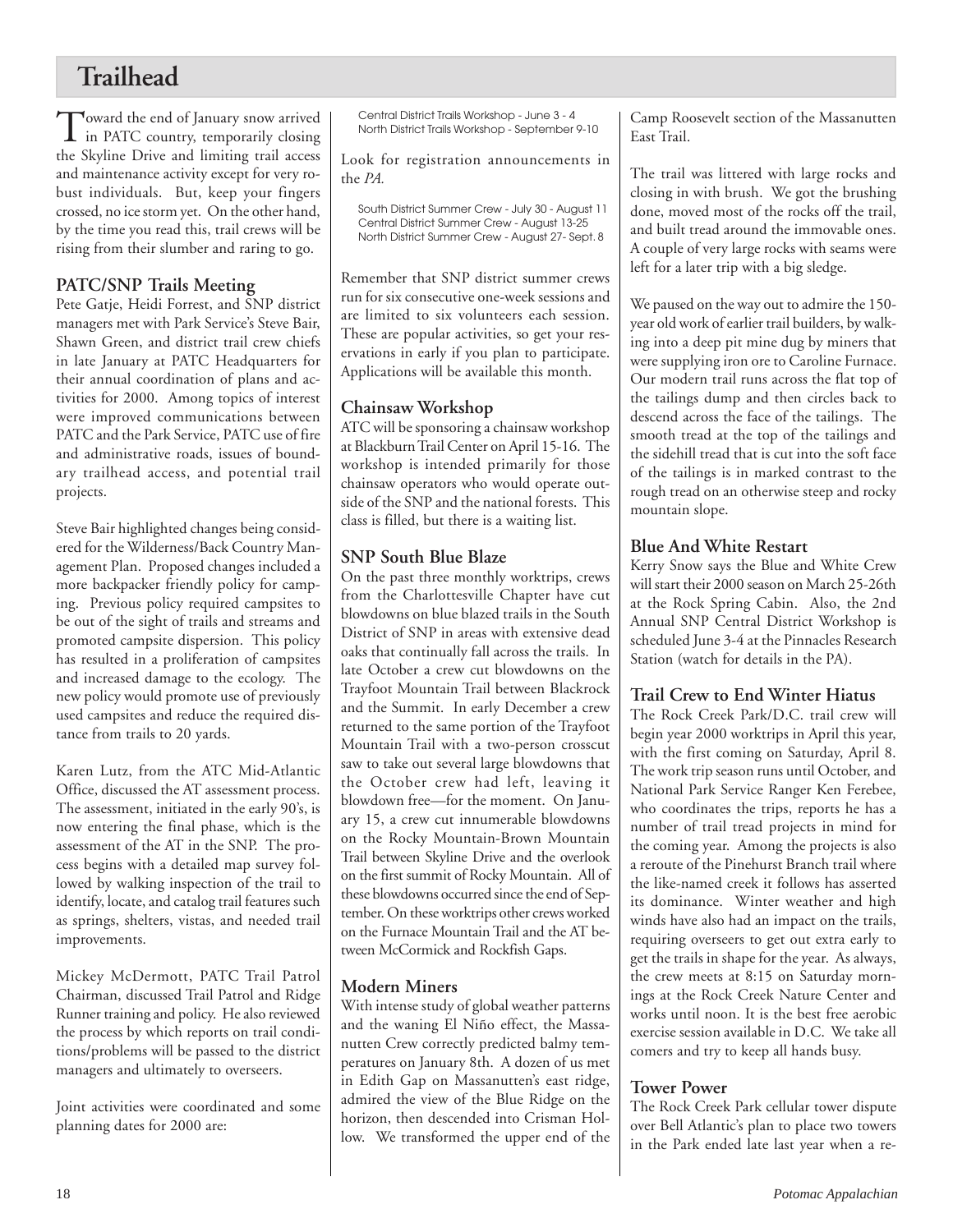# Trailhead

Toward the end of January snow arrived in PATC country, temporarily closing the Skyline Drive and limiting trail access and maintenance activity except for very robust individuals. But, keep your fingers crossed, no ice storm yet. On the other hand, by the time you read this, trail crews will be rising from their slumber and raring to go.

## PATC/SNP Trails Meeting

Pete Gatje, Heidi Forrest, and SNP district managers met with Park Service's Steve Bair, Shawn Green, and district trail crew chiefs in late January at PATC Headquarters for their annual coordination of plans and activities for 2000. Among topics of interest were improved communications between PATC and the Park Service, PATC use of fire and administrative roads, issues of boundary trailhead access, and potential trail projects.

Steve Bair highlighted changes being considered for the Wilderness/Back Country Management Plan. Proposed changes included a more backpacker friendly policy for camping. Previous policy required campsites to be out of the sight of trails and streams and promoted campsite dispersion. This policy has resulted in a proliferation of campsites and increased damage to the ecology. The new policy would promote use of previously used campsites and reduce the required distance from trails to 20 yards.

Karen Lutz, from the ATC Mid-Atlantic Office, discussed the AT assessment process. The assessment, initiated in the early 90's, is now entering the final phase, which is the assessment of the AT in the SNP. The process begins with a detailed map survey followed by walking inspection of the trail to identify, locate, and catalog trail features such as springs, shelters, vistas, and needed trail improvements.

Mickey McDermott, PATC Trail Patrol Chairman, discussed Trail Patrol and Ridge Runner training and policy. He also reviewed the process by which reports on trail conditions/problems will be passed to the district managers and ultimately to overseers.

Joint activities were coordinated and some planning dates for 2000 are:

Central District Trails Workshop - June 3 - 4
North District Trails Workshop - September 9-10

Look for registration announcements in the *PA.*

South District Summer Crew - July 30 - August 11
Central District Summer Crew - August 13-25
North District Summer Crew - August 27- Sept. 8

Remember that SNP district summer crews run for six consecutive one-week sessions and are limited to six volunteers each session. These are popular activities, so get your reservations in early if you plan to participate. Applications will be available this month.

## Chainsaw Workshop

ATC will be sponsoring a chainsaw workshop at Blackburn Trail Center on April 15-16. The workshop is intended primarily for those chainsaw operators who would operate outside of the SNP and the national forests. This class is filled, but there is a waiting list.

## SNP South Blue Blaze

On the past three monthly worktrips, crews from the Charlottesville Chapter have cut blowdowns on blue blazed trails in the South District of SNP in areas with extensive dead oaks that continually fall across the trails. In late October a crew cut blowdowns on the Trayfoot Mountain Trail between Blackrock and the Summit. In early December a crew returned to the same portion of the Trayfoot Mountain Trail with a two-person crosscut saw to take out several large blowdowns that the October crew had left, leaving it blowdown free—for the moment. On January 15, a crew cut innumerable blowdowns on the Rocky Mountain-Brown Mountain Trail between Skyline Drive and the overlook on the first summit of Rocky Mountain. All of these blowdowns occurred since the end of September. On these worktrips other crews worked on the Furnace Mountain Trail and the AT between McCormick and Rockfish Gaps.

## Modern Miners

With intense study of global weather patterns and the waning El Niño effect, the Massanutten Crew correctly predicted balmy temperatures on January 8th. A dozen of us met in Edith Gap on Massanutten's east ridge, admired the view of the Blue Ridge on the horizon, then descended into Crisman Hollow. We transformed the upper end of the Camp Roosevelt section of the Massanutten East Trail.

The trail was littered with large rocks and closing in with brush. We got the brushing done, moved most of the rocks off the trail, and built tread around the immovable ones. A couple of very large rocks with seams were left for a later trip with a big sledge.

We paused on the way out to admire the 150-year old work of earlier trail builders, by walking into a deep pit mine dug by miners that were supplying iron ore to Caroline Furnace. Our modern trail runs across the flat top of the tailings dump and then circles back to descend across the face of the tailings. The smooth tread at the top of the tailings and the sidehill tread that is cut into the soft face of the tailings is in marked contrast to the rough tread on an otherwise steep and rocky mountain slope.

## Blue And White Restart

Kerry Snow says the Blue and White Crew will start their 2000 season on March 25-26th at the Rock Spring Cabin. Also, the 2nd Annual SNP Central District Workshop is scheduled June 3-4 at the Pinnacles Research Station (watch for details in the PA).

## Trail Crew to End Winter Hiatus

The Rock Creek Park/D.C. trail crew will begin year 2000 worktrips in April this year, with the first coming on Saturday, April 8. The work trip season runs until October, and National Park Service Ranger Ken Ferebee, who coordinates the trips, reports he has a number of trail tread projects in mind for the coming year. Among the projects is also a reroute of the Pinehurst Branch trail where the like-named creek it follows has asserted its dominance. Winter weather and high winds have also had an impact on the trails, requiring overseers to get out extra early to get the trails in shape for the year. As always, the crew meets at 8:15 on Saturday mornings at the Rock Creek Nature Center and works until noon. It is the best free aerobic exercise session available in D.C. We take all comers and try to keep all hands busy.

## Tower Power

The Rock Creek Park cellular tower dispute over Bell Atlantic's plan to place two towers in the Park ended late last year when a re-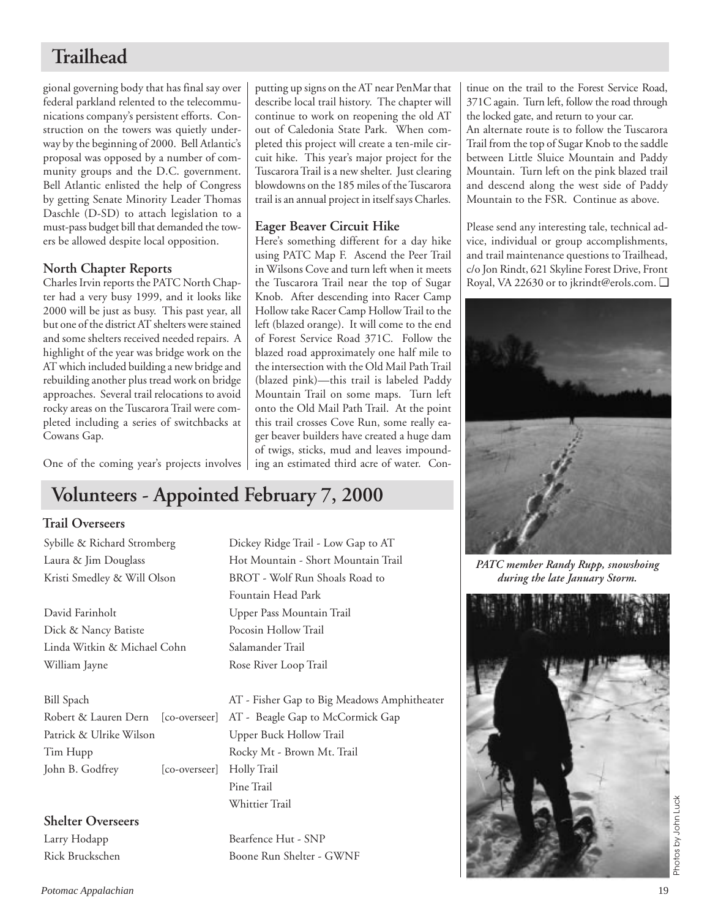## Trailhead

gional governing body that has final say over federal parkland relented to the telecommunications company's persistent efforts. Construction on the towers was quietly underway by the beginning of 2000. Bell Atlantic's proposal was opposed by a number of community groups and the D.C. government. Bell Atlantic enlisted the help of Congress by getting Senate Minority Leader Thomas Daschle (D-SD) to attach legislation to a must-pass budget bill that demanded the towers be allowed despite local opposition.

### North Chapter Reports

Charles Irvin reports the PATC North Chapter had a very busy 1999, and it looks like 2000 will be just as busy. This past year, all but one of the district AT shelters were stained and some shelters received needed repairs. A highlight of the year was bridge work on the AT which included building a new bridge and rebuilding another plus tread work on bridge approaches. Several trail relocations to avoid rocky areas on the Tuscarora Trail were completed including a series of switchbacks at Cowans Gap.

One of the coming year's projects involves putting up signs on the AT near PenMar that describe local trail history. The chapter will continue to work on reopening the old AT out of Caledonia State Park. When completed this project will create a ten-mile circuit hike. This year's major project for the Tuscarora Trail is a new shelter. Just clearing blowdowns on the 185 miles of the Tuscarora trail is an annual project in itself says Charles.

### Eager Beaver Circuit Hike

Here's something different for a day hike using PATC Map F. Ascend the Peer Trail in Wilsons Cove and turn left when it meets the Tuscarora Trail near the top of Sugar Knob. After descending into Racer Camp Hollow take Racer Camp Hollow Trail to the left (blazed orange). It will come to the end of Forest Service Road 371C. Follow the blazed road approximately one half mile to the intersection with the Old Mail Path Trail (blazed pink)—this trail is labeled Paddy Mountain Trail on some maps. Turn left onto the Old Mail Path Trail. At the point this trail crosses Cove Run, some really eager beaver builders have created a huge dam of twigs, sticks, mud and leaves impounding an estimated third acre of water. Continue on the trail to the Forest Service Road, 371C again. Turn left, follow the road through the locked gate, and return to your car.

An alternate route is to follow the Tuscarora Trail from the top of Sugar Knob to the saddle between Little Sluice Mountain and Paddy Mountain. Turn left on the pink blazed trail and descend along the west side of Paddy Mountain to the FSR. Continue as above.

Please send any interesting tale, technical advice, individual or group accomplishments, and trail maintenance questions to Trailhead, c/o Jon Rindt, 621 Skyline Forest Drive, Front Royal, VA 22630 or to jkrindt@erols.com. ❑

*PATC member Randy Rupp, snowshoing during the late January Storm.*

Photos by John Luck

## Volunteers - Appointed February 7, 2000

### Trail Overseers

| Name | | Trail |
|---|---|---|
| Sybille & Richard Stromberg | | Dickey Ridge Trail - Low Gap to AT |
| Laura & Jim Douglass | | Hot Mountain - Short Mountain Trail |
| Kristi Smedley & Will Olson | | BROT - Wolf Run Shoals Road to Fountain Head Park |
| David Farinholt | | Upper Pass Mountain Trail |
| Dick & Nancy Batiste | | Pocosin Hollow Trail |
| Linda Witkin & Michael Cohn | | Salamander Trail |
| William Jayne | | Rose River Loop Trail |
| Bill Spach | | AT - Fisher Gap to Big Meadows Amphitheater |
| Robert & Lauren Dern | [co-overseer] | AT - Beagle Gap to McCormick Gap |
| Patrick & Ulrike Wilson | | Upper Buck Hollow Trail |
| Tim Hupp | | Rocky Mt - Brown Mt. Trail |
| John B. Godfrey | [co-overseer] | Holly Trail |
| | | Pine Trail |
| | | Whittier Trail |

### Shelter Overseers

| Name | Shelter |
|---|---|
| Larry Hodapp | Bearfence Hut - SNP |
| Rick Bruckschen | Boone Run Shelter - GWNF |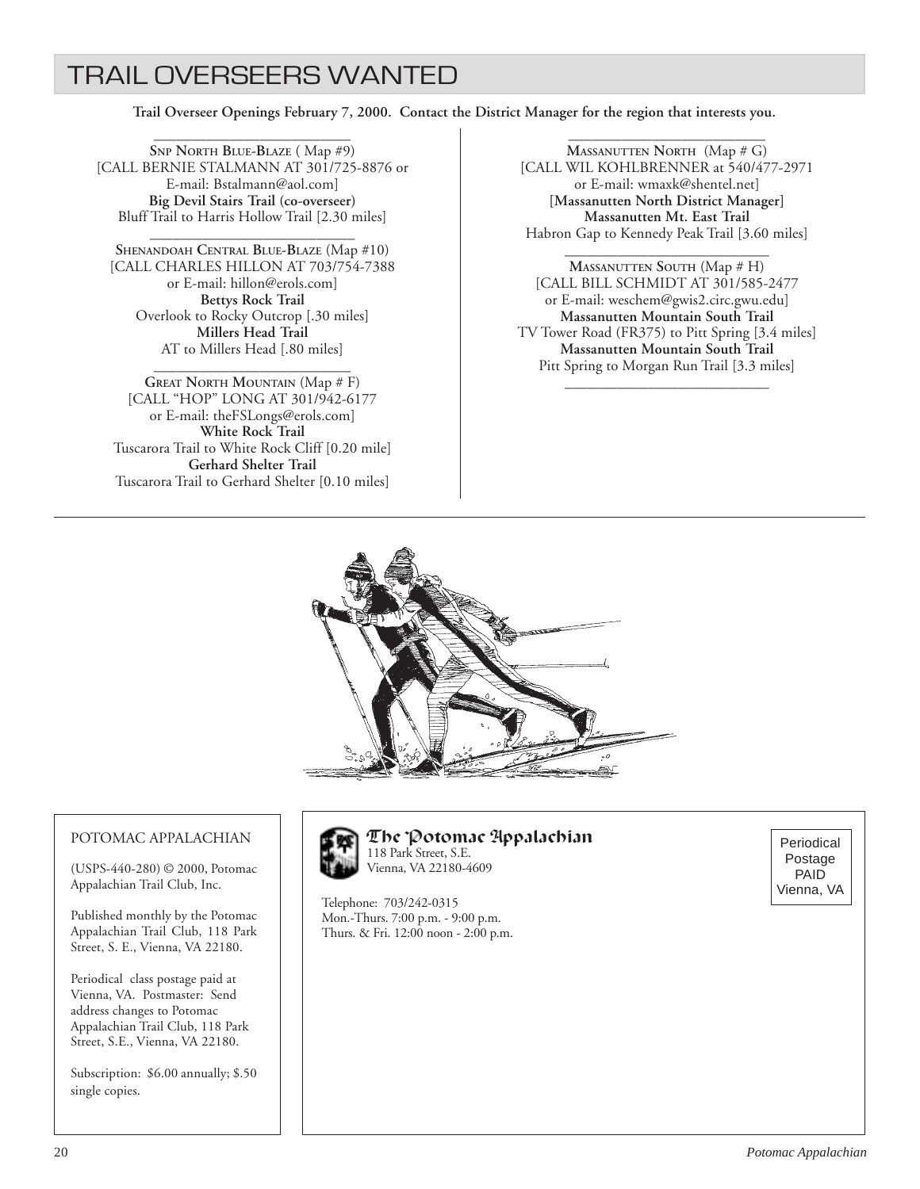# TRAIL OVERSEERS WANTED

**Trail Overseer Openings February 7, 2000. Contact the District Manager for the region that interests you.**

---

**SNP NORTH BLUE-BLAZE** ( Map #9)
[CALL BERNIE STALMANN AT 301/725-8876 or E-mail: Bstalmann@aol.com]
**Big Devil Stairs Trail (co-overseer)**
Bluff Trail to Harris Hollow Trail [2.30 miles]

---

**SHENANDOAH CENTRAL BLUE-BLAZE** (Map #10)
[CALL CHARLES HILLON AT 703/754-7388 or E-mail: hillon@erols.com]
**Bettys Rock Trail**
Overlook to Rocky Outcrop [.30 miles]
**Millers Head Trail**
AT to Millers Head [.80 miles]

---

**GREAT NORTH MOUNTAIN** (Map # F)
[CALL "HOP" LONG AT 301/942-6177 or E-mail: theFSLongs@erols.com]
**White Rock Trail**
Tuscarora Trail to White Rock Cliff [0.20 mile]
**Gerhard Shelter Trail**
Tuscarora Trail to Gerhard Shelter [0.10 miles]

---

**MASSANUTTEN NORTH** (Map # G)
[CALL WIL KOHLBRENNER at 540/477-2971 or E-mail: wmaxk@shentel.net]
[**Massanutten North District Manager**]
**Massanutten Mt. East Trail**
Habron Gap to Kennedy Peak Trail [3.60 miles]

---

**MASSANUTTEN SOUTH** (Map # H)
[CALL BILL SCHMIDT AT 301/585-2477 or E-mail: weschem@gwis2.circ.gwu.edu]
**Massanutten Mountain South Trail**
TV Tower Road (FR375) to Pitt Spring [3.4 miles]
**Massanutten Mountain South Trail**
Pitt Spring to Morgan Run Trail [3.3 miles]

---

POTOMAC APPALACHIAN

(USPS-440-280) © 2000, Potomac Appalachian Trail Club, Inc.

Published monthly by the Potomac Appalachian Trail Club, 118 Park Street, S. E., Vienna, VA 22180.

Periodical class postage paid at Vienna, VA. Postmaster: Send address changes to Potomac Appalachian Trail Club, 118 Park Street, S.E., Vienna, VA 22180.

Subscription: $6.00 annually; $.50 single copies.

**The Potomac Appalachian**
118 Park Street, S.E.
Vienna, VA 22180-4609

Telephone: 703/242-0315
Mon.-Thurs. 7:00 p.m. - 9:00 p.m.
Thurs. & Fri. 12:00 noon - 2:00 p.m.

Periodical
Postage
PAID
Vienna, VA